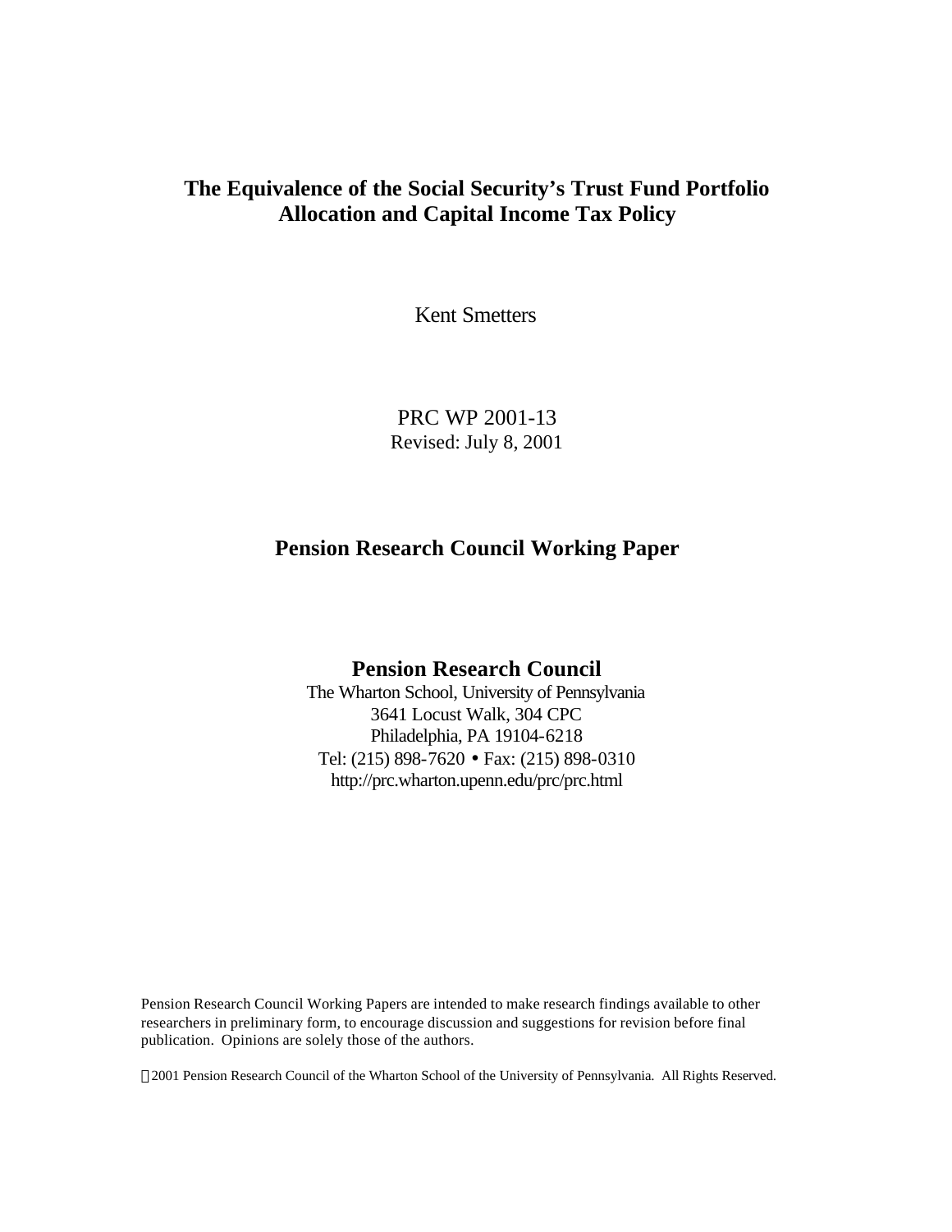# The Equivalence of the Social Security's Trust Fund Portfolio Allocation and Capital Income Tax Policy

Kent Smetters

PRC WP 2001-13
Revised: July 8, 2001

**Pension Research Council Working Paper**

**Pension Research Council**
The Wharton School, University of Pennsylvania
3641 Locust Walk, 304 CPC
Philadelphia, PA 19104-6218
Tel: (215) 898-7620 • Fax: (215) 898-0310
http://prc.wharton.upenn.edu/prc/prc.html

Pension Research Council Working Papers are intended to make research findings available to other researchers in preliminary form, to encourage discussion and suggestions for revision before final publication. Opinions are solely those of the authors.

©2001 Pension Research Council of the Wharton School of the University of Pennsylvania. All Rights Reserved.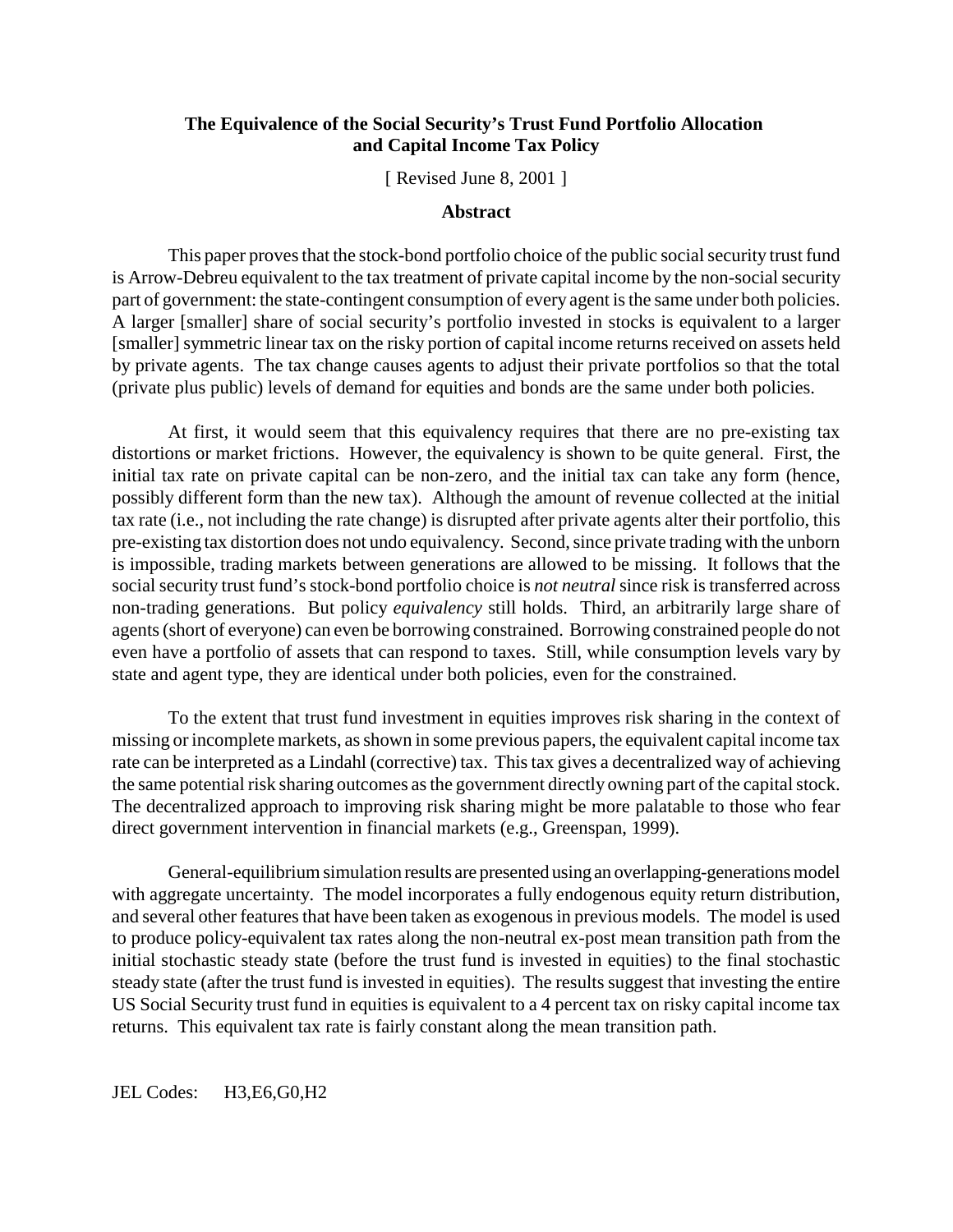**The Equivalence of the Social Security's Trust Fund Portfolio Allocation and Capital Income Tax Policy**

[ Revised June 8, 2001 ]

**Abstract**

This paper proves that the stock-bond portfolio choice of the public social security trust fund is Arrow-Debreu equivalent to the tax treatment of private capital income by the non-social security part of government: the state-contingent consumption of every agent is the same under both policies. A larger [smaller] share of social security's portfolio invested in stocks is equivalent to a larger [smaller] symmetric linear tax on the risky portion of capital income returns received on assets held by private agents. The tax change causes agents to adjust their private portfolios so that the total (private plus public) levels of demand for equities and bonds are the same under both policies.

At first, it would seem that this equivalency requires that there are no pre-existing tax distortions or market frictions. However, the equivalency is shown to be quite general. First, the initial tax rate on private capital can be non-zero, and the initial tax can take any form (hence, possibly different form than the new tax). Although the amount of revenue collected at the initial tax rate (i.e., not including the rate change) is disrupted after private agents alter their portfolio, this pre-existing tax distortion does not undo equivalency. Second, since private trading with the unborn is impossible, trading markets between generations are allowed to be missing. It follows that the social security trust fund's stock-bond portfolio choice is *not neutral* since risk is transferred across non-trading generations. But policy *equivalency* still holds. Third, an arbitrarily large share of agents (short of everyone) can even be borrowing constrained. Borrowing constrained people do not even have a portfolio of assets that can respond to taxes. Still, while consumption levels vary by state and agent type, they are identical under both policies, even for the constrained.

To the extent that trust fund investment in equities improves risk sharing in the context of missing or incomplete markets, as shown in some previous papers, the equivalent capital income tax rate can be interpreted as a Lindahl (corrective) tax. This tax gives a decentralized way of achieving the same potential risk sharing outcomes as the government directly owning part of the capital stock. The decentralized approach to improving risk sharing might be more palatable to those who fear direct government intervention in financial markets (e.g., Greenspan, 1999).

General-equilibrium simulation results are presented using an overlapping-generations model with aggregate uncertainty. The model incorporates a fully endogenous equity return distribution, and several other features that have been taken as exogenous in previous models. The model is used to produce policy-equivalent tax rates along the non-neutral ex-post mean transition path from the initial stochastic steady state (before the trust fund is invested in equities) to the final stochastic steady state (after the trust fund is invested in equities). The results suggest that investing the entire US Social Security trust fund in equities is equivalent to a 4 percent tax on risky capital income tax returns. This equivalent tax rate is fairly constant along the mean transition path.

JEL Codes: H3,E6,G0,H2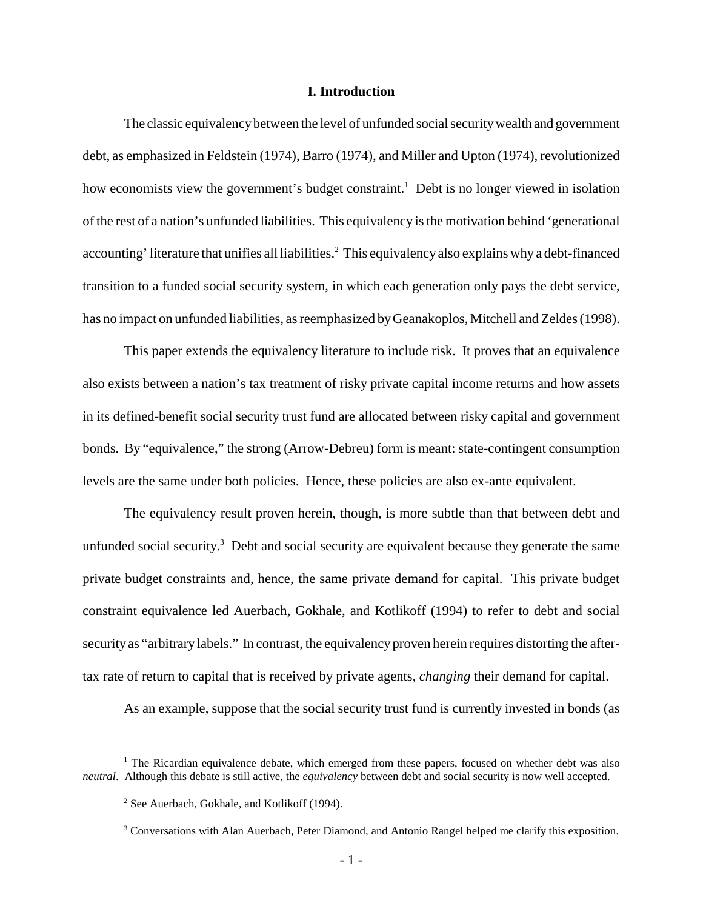## I. Introduction

The classic equivalency between the level of unfunded social security wealth and government debt, as emphasized in Feldstein (1974), Barro (1974), and Miller and Upton (1974), revolutionized how economists view the government's budget constraint.[1] Debt is no longer viewed in isolation of the rest of a nation's unfunded liabilities. This equivalency is the motivation behind 'generational accounting' literature that unifies all liabilities.[2] This equivalency also explains why a debt-financed transition to a funded social security system, in which each generation only pays the debt service, has no impact on unfunded liabilities, as reemphasized by Geanakoplos, Mitchell and Zeldes (1998).

This paper extends the equivalency literature to include risk. It proves that an equivalence also exists between a nation's tax treatment of risky private capital income returns and how assets in its defined-benefit social security trust fund are allocated between risky capital and government bonds. By "equivalence," the strong (Arrow-Debreu) form is meant: state-contingent consumption levels are the same under both policies. Hence, these policies are also ex-ante equivalent.

The equivalency result proven herein, though, is more subtle than that between debt and unfunded social security.[3] Debt and social security are equivalent because they generate the same private budget constraints and, hence, the same private demand for capital. This private budget constraint equivalence led Auerbach, Gokhale, and Kotlikoff (1994) to refer to debt and social security as "arbitrary labels." In contrast, the equivalency proven herein requires distorting the after-tax rate of return to capital that is received by private agents, *changing* their demand for capital.

As an example, suppose that the social security trust fund is currently invested in bonds (as

---

[1] The Ricardian equivalence debate, which emerged from these papers, focused on whether debt was also *neutral*. Although this debate is still active, the *equivalency* between debt and social security is now well accepted.

[2] See Auerbach, Gokhale, and Kotlikoff (1994).

[3] Conversations with Alan Auerbach, Peter Diamond, and Antonio Rangel helped me clarify this exposition.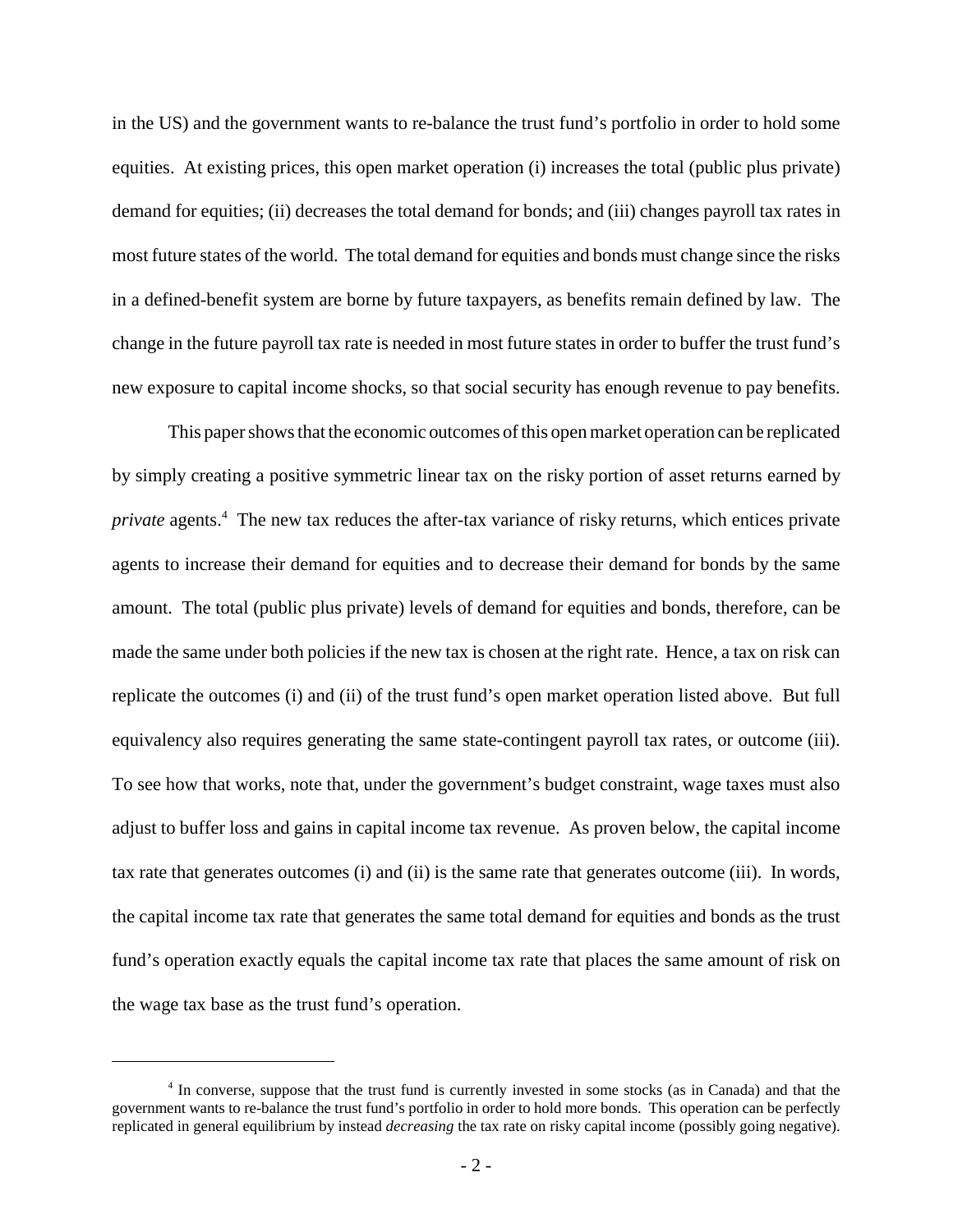in the US) and the government wants to re-balance the trust fund's portfolio in order to hold some equities. At existing prices, this open market operation (i) increases the total (public plus private) demand for equities; (ii) decreases the total demand for bonds; and (iii) changes payroll tax rates in most future states of the world. The total demand for equities and bonds must change since the risks in a defined-benefit system are borne by future taxpayers, as benefits remain defined by law. The change in the future payroll tax rate is needed in most future states in order to buffer the trust fund's new exposure to capital income shocks, so that social security has enough revenue to pay benefits.

This paper shows that the economic outcomes of this open market operation can be replicated by simply creating a positive symmetric linear tax on the risky portion of asset returns earned by *private* agents.[4] The new tax reduces the after-tax variance of risky returns, which entices private agents to increase their demand for equities and to decrease their demand for bonds by the same amount. The total (public plus private) levels of demand for equities and bonds, therefore, can be made the same under both policies if the new tax is chosen at the right rate. Hence, a tax on risk can replicate the outcomes (i) and (ii) of the trust fund's open market operation listed above. But full equivalency also requires generating the same state-contingent payroll tax rates, or outcome (iii). To see how that works, note that, under the government's budget constraint, wage taxes must also adjust to buffer loss and gains in capital income tax revenue. As proven below, the capital income tax rate that generates outcomes (i) and (ii) is the same rate that generates outcome (iii). In words, the capital income tax rate that generates the same total demand for equities and bonds as the trust fund's operation exactly equals the capital income tax rate that places the same amount of risk on the wage tax base as the trust fund's operation.

[4] In converse, suppose that the trust fund is currently invested in some stocks (as in Canada) and that the government wants to re-balance the trust fund's portfolio in order to hold more bonds. This operation can be perfectly replicated in general equilibrium by instead *decreasing* the tax rate on risky capital income (possibly going negative).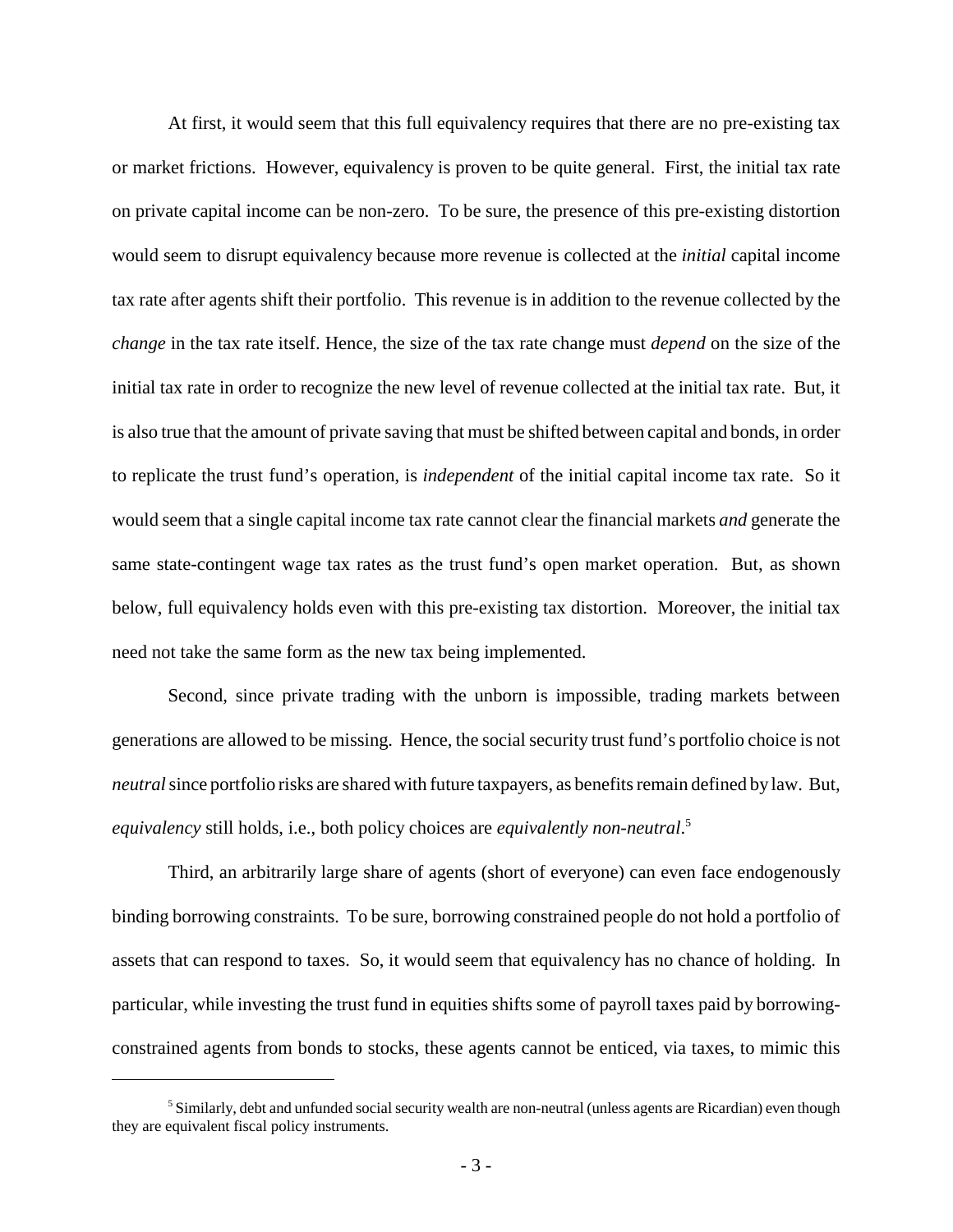At first, it would seem that this full equivalency requires that there are no pre-existing tax or market frictions. However, equivalency is proven to be quite general. First, the initial tax rate on private capital income can be non-zero. To be sure, the presence of this pre-existing distortion would seem to disrupt equivalency because more revenue is collected at the *initial* capital income tax rate after agents shift their portfolio. This revenue is in addition to the revenue collected by the *change* in the tax rate itself. Hence, the size of the tax rate change must *depend* on the size of the initial tax rate in order to recognize the new level of revenue collected at the initial tax rate. But, it is also true that the amount of private saving that must be shifted between capital and bonds, in order to replicate the trust fund's operation, is *independent* of the initial capital income tax rate. So it would seem that a single capital income tax rate cannot clear the financial markets *and* generate the same state-contingent wage tax rates as the trust fund's open market operation. But, as shown below, full equivalency holds even with this pre-existing tax distortion. Moreover, the initial tax need not take the same form as the new tax being implemented.

Second, since private trading with the unborn is impossible, trading markets between generations are allowed to be missing. Hence, the social security trust fund's portfolio choice is not *neutral* since portfolio risks are shared with future taxpayers, as benefits remain defined by law. But, *equivalency* still holds, i.e., both policy choices are *equivalently non-neutral*.[5]

Third, an arbitrarily large share of agents (short of everyone) can even face endogenously binding borrowing constraints. To be sure, borrowing constrained people do not hold a portfolio of assets that can respond to taxes. So, it would seem that equivalency has no chance of holding. In particular, while investing the trust fund in equities shifts some of payroll taxes paid by borrowing-constrained agents from bonds to stocks, these agents cannot be enticed, via taxes, to mimic this

[5] Similarly, debt and unfunded social security wealth are non-neutral (unless agents are Ricardian) even though they are equivalent fiscal policy instruments.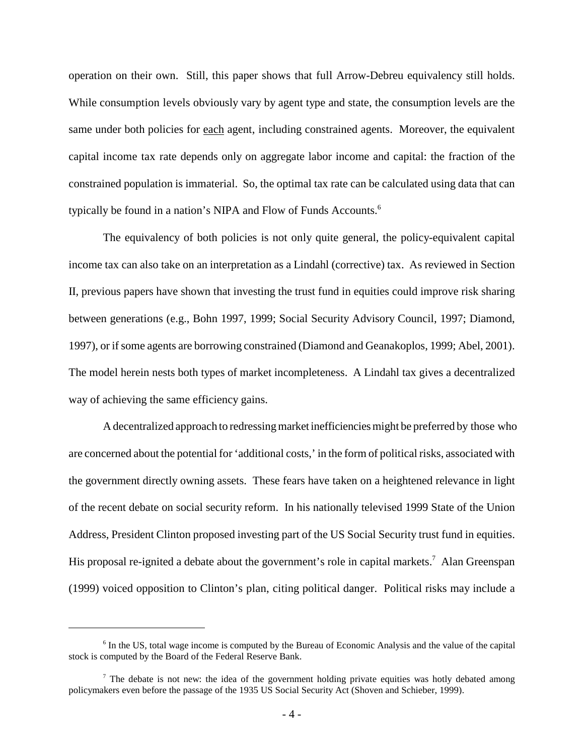operation on their own. Still, this paper shows that full Arrow-Debreu equivalency still holds. While consumption levels obviously vary by agent type and state, the consumption levels are the same under both policies for <u>each</u> agent, including constrained agents. Moreover, the equivalent capital income tax rate depends only on aggregate labor income and capital: the fraction of the constrained population is immaterial. So, the optimal tax rate can be calculated using data that can typically be found in a nation's NIPA and Flow of Funds Accounts.[6]

The equivalency of both policies is not only quite general, the policy-equivalent capital income tax can also take on an interpretation as a Lindahl (corrective) tax. As reviewed in Section II, previous papers have shown that investing the trust fund in equities could improve risk sharing between generations (e.g., Bohn 1997, 1999; Social Security Advisory Council, 1997; Diamond, 1997), or if some agents are borrowing constrained (Diamond and Geanakoplos, 1999; Abel, 2001). The model herein nests both types of market incompleteness. A Lindahl tax gives a decentralized way of achieving the same efficiency gains.

A decentralized approach to redressing market inefficiencies might be preferred by those who are concerned about the potential for 'additional costs,' in the form of political risks, associated with the government directly owning assets. These fears have taken on a heightened relevance in light of the recent debate on social security reform. In his nationally televised 1999 State of the Union Address, President Clinton proposed investing part of the US Social Security trust fund in equities. His proposal re-ignited a debate about the government's role in capital markets.[7] Alan Greenspan (1999) voiced opposition to Clinton's plan, citing political danger. Political risks may include a

---

[6] In the US, total wage income is computed by the Bureau of Economic Analysis and the value of the capital stock is computed by the Board of the Federal Reserve Bank.

[7] The debate is not new: the idea of the government holding private equities was hotly debated among policymakers even before the passage of the 1935 US Social Security Act (Shoven and Schieber, 1999).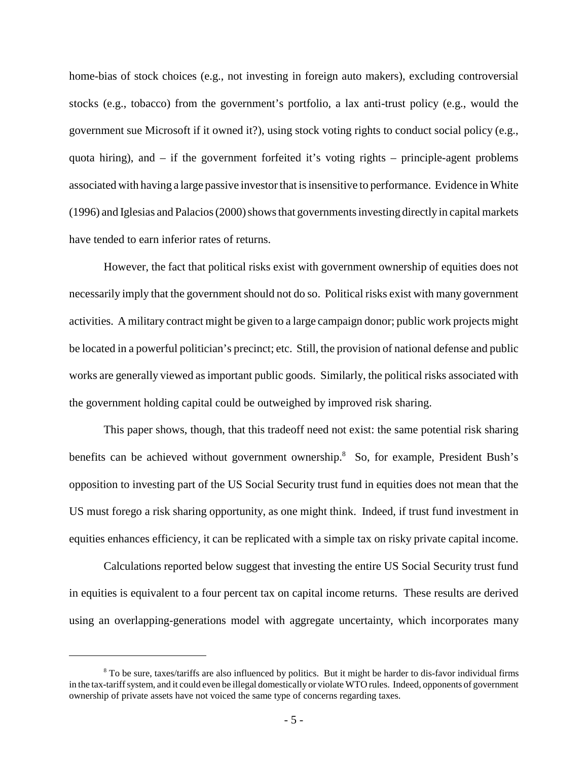home-bias of stock choices (e.g., not investing in foreign auto makers), excluding controversial stocks (e.g., tobacco) from the government's portfolio, a lax anti-trust policy (e.g., would the government sue Microsoft if it owned it?), using stock voting rights to conduct social policy (e.g., quota hiring), and – if the government forfeited it's voting rights – principle-agent problems associated with having a large passive investor that is insensitive to performance. Evidence in White (1996) and Iglesias and Palacios (2000) shows that governments investing directly in capital markets have tended to earn inferior rates of returns.

However, the fact that political risks exist with government ownership of equities does not necessarily imply that the government should not do so. Political risks exist with many government activities. A military contract might be given to a large campaign donor; public work projects might be located in a powerful politician's precinct; etc. Still, the provision of national defense and public works are generally viewed as important public goods. Similarly, the political risks associated with the government holding capital could be outweighed by improved risk sharing.

This paper shows, though, that this tradeoff need not exist: the same potential risk sharing benefits can be achieved without government ownership.[8] So, for example, President Bush's opposition to investing part of the US Social Security trust fund in equities does not mean that the US must forego a risk sharing opportunity, as one might think. Indeed, if trust fund investment in equities enhances efficiency, it can be replicated with a simple tax on risky private capital income.

Calculations reported below suggest that investing the entire US Social Security trust fund in equities is equivalent to a four percent tax on capital income returns. These results are derived using an overlapping-generations model with aggregate uncertainty, which incorporates many

[8] To be sure, taxes/tariffs are also influenced by politics. But it might be harder to dis-favor individual firms in the tax-tariff system, and it could even be illegal domestically or violate WTO rules. Indeed, opponents of government ownership of private assets have not voiced the same type of concerns regarding taxes.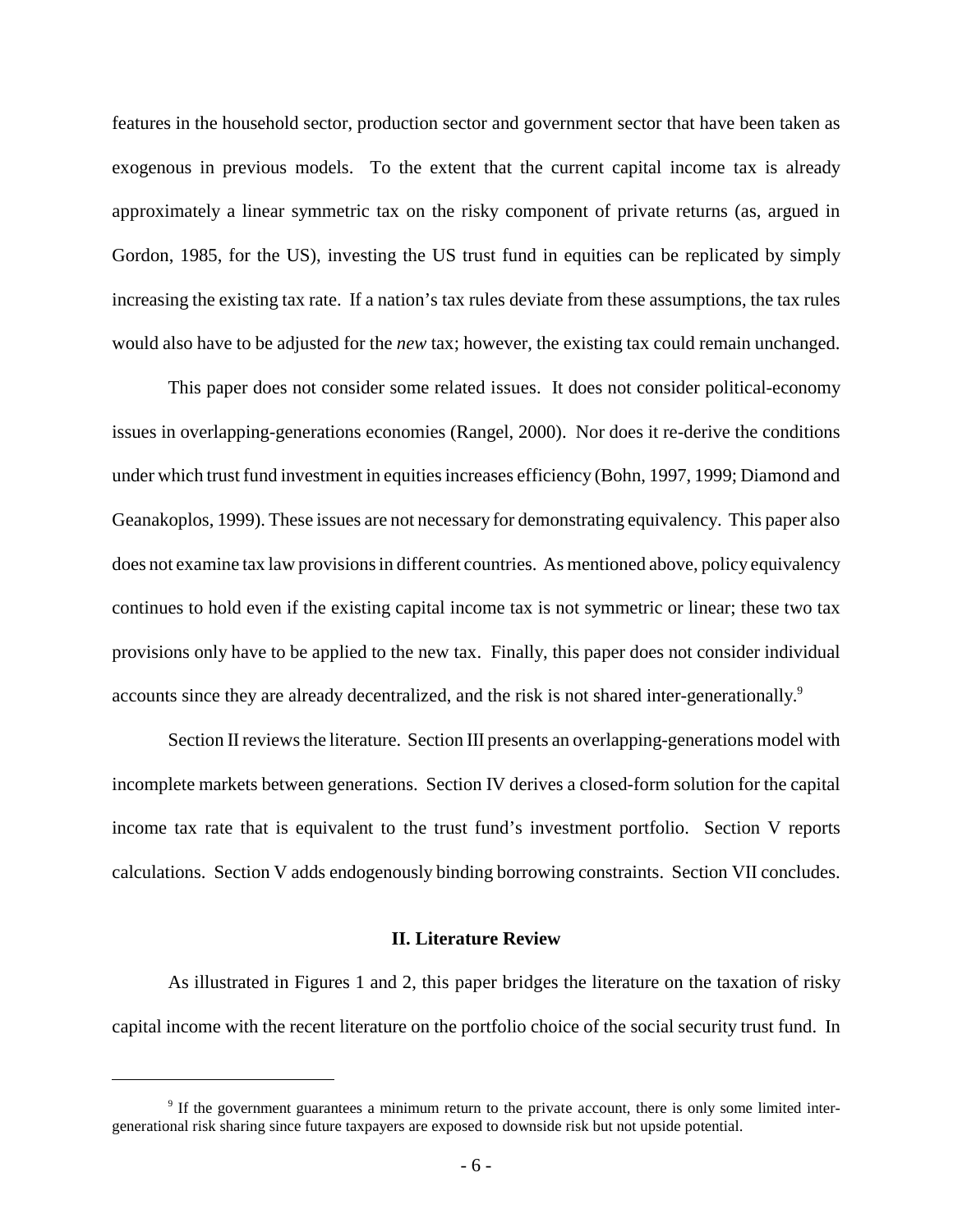features in the household sector, production sector and government sector that have been taken as exogenous in previous models. To the extent that the current capital income tax is already approximately a linear symmetric tax on the risky component of private returns (as, argued in Gordon, 1985, for the US), investing the US trust fund in equities can be replicated by simply increasing the existing tax rate. If a nation's tax rules deviate from these assumptions, the tax rules would also have to be adjusted for the *new* tax; however, the existing tax could remain unchanged.

This paper does not consider some related issues. It does not consider political-economy issues in overlapping-generations economies (Rangel, 2000). Nor does it re-derive the conditions under which trust fund investment in equities increases efficiency (Bohn, 1997, 1999; Diamond and Geanakoplos, 1999). These issues are not necessary for demonstrating equivalency. This paper also does not examine tax law provisions in different countries. As mentioned above, policy equivalency continues to hold even if the existing capital income tax is not symmetric or linear; these two tax provisions only have to be applied to the new tax. Finally, this paper does not consider individual accounts since they are already decentralized, and the risk is not shared inter-generationally.[9]

Section II reviews the literature. Section III presents an overlapping-generations model with incomplete markets between generations. Section IV derives a closed-form solution for the capital income tax rate that is equivalent to the trust fund's investment portfolio. Section V reports calculations. Section V adds endogenously binding borrowing constraints. Section VII concludes.

## II. Literature Review

As illustrated in Figures 1 and 2, this paper bridges the literature on the taxation of risky capital income with the recent literature on the portfolio choice of the social security trust fund. In

[9] If the government guarantees a minimum return to the private account, there is only some limited inter-generational risk sharing since future taxpayers are exposed to downside risk but not upside potential.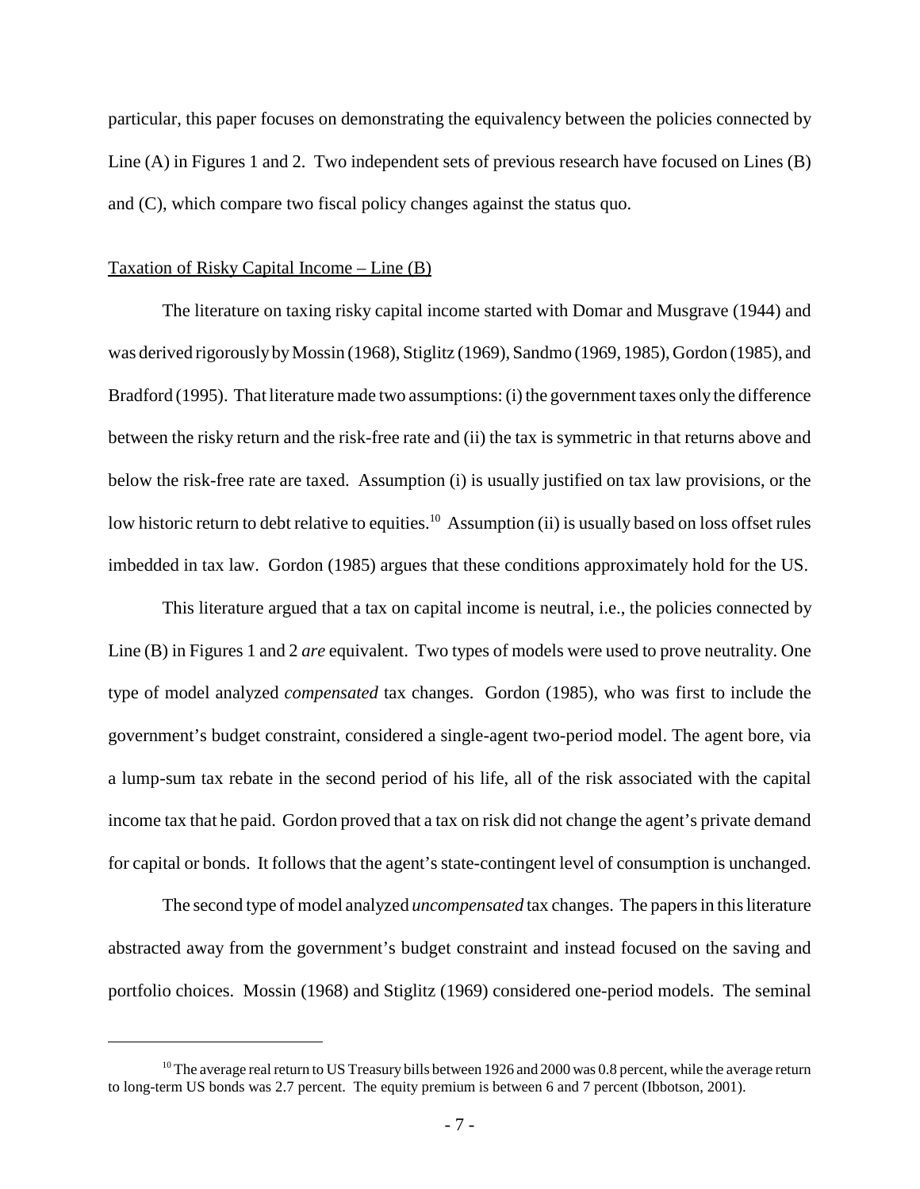particular, this paper focuses on demonstrating the equivalency between the policies connected by Line (A) in Figures 1 and 2. Two independent sets of previous research have focused on Lines (B) and (C), which compare two fiscal policy changes against the status quo.

Taxation of Risky Capital Income – Line (B)

The literature on taxing risky capital income started with Domar and Musgrave (1944) and was derived rigorously by Mossin (1968), Stiglitz (1969), Sandmo (1969, 1985), Gordon (1985), and Bradford (1995). That literature made two assumptions: (i) the government taxes only the difference between the risky return and the risk-free rate and (ii) the tax is symmetric in that returns above and below the risk-free rate are taxed. Assumption (i) is usually justified on tax law provisions, or the low historic return to debt relative to equities.[10] Assumption (ii) is usually based on loss offset rules imbedded in tax law. Gordon (1985) argues that these conditions approximately hold for the US.

This literature argued that a tax on capital income is neutral, i.e., the policies connected by Line (B) in Figures 1 and 2 *are* equivalent. Two types of models were used to prove neutrality. One type of model analyzed *compensated* tax changes. Gordon (1985), who was first to include the government's budget constraint, considered a single-agent two-period model. The agent bore, via a lump-sum tax rebate in the second period of his life, all of the risk associated with the capital income tax that he paid. Gordon proved that a tax on risk did not change the agent's private demand for capital or bonds. It follows that the agent's state-contingent level of consumption is unchanged.

The second type of model analyzed *uncompensated* tax changes. The papers in this literature abstracted away from the government's budget constraint and instead focused on the saving and portfolio choices. Mossin (1968) and Stiglitz (1969) considered one-period models. The seminal

[10] The average real return to US Treasury bills between 1926 and 2000 was 0.8 percent, while the average return to long-term US bonds was 2.7 percent. The equity premium is between 6 and 7 percent (Ibbotson, 2001).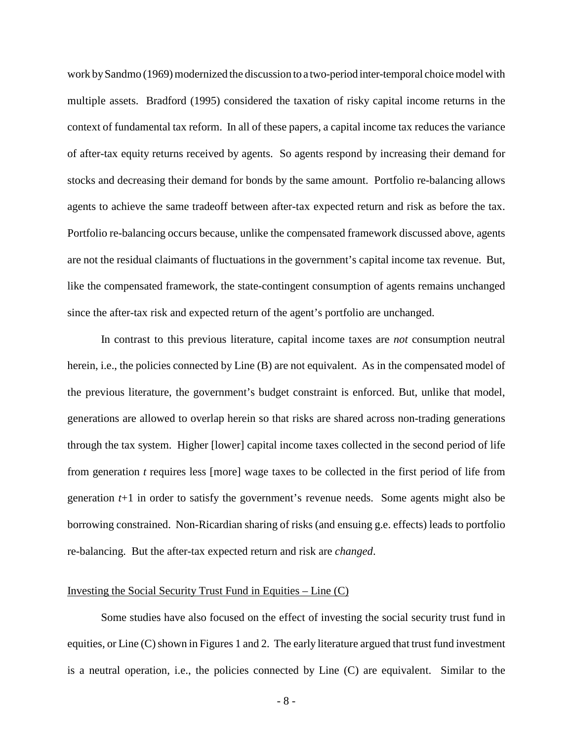work by Sandmo (1969) modernized the discussion to a two-period inter-temporal choice model with multiple assets. Bradford (1995) considered the taxation of risky capital income returns in the context of fundamental tax reform. In all of these papers, a capital income tax reduces the variance of after-tax equity returns received by agents. So agents respond by increasing their demand for stocks and decreasing their demand for bonds by the same amount. Portfolio re-balancing allows agents to achieve the same tradeoff between after-tax expected return and risk as before the tax. Portfolio re-balancing occurs because, unlike the compensated framework discussed above, agents are not the residual claimants of fluctuations in the government's capital income tax revenue. But, like the compensated framework, the state-contingent consumption of agents remains unchanged since the after-tax risk and expected return of the agent's portfolio are unchanged.

In contrast to this previous literature, capital income taxes are *not* consumption neutral herein, i.e., the policies connected by Line (B) are not equivalent. As in the compensated model of the previous literature, the government's budget constraint is enforced. But, unlike that model, generations are allowed to overlap herein so that risks are shared across non-trading generations through the tax system. Higher [lower] capital income taxes collected in the second period of life from generation $t$ requires less [more] wage taxes to be collected in the first period of life from generation $t+1$ in order to satisfy the government's revenue needs. Some agents might also be borrowing constrained. Non-Ricardian sharing of risks (and ensuing g.e. effects) leads to portfolio re-balancing. But the after-tax expected return and risk are *changed*.

Investing the Social Security Trust Fund in Equities – Line (C)

Some studies have also focused on the effect of investing the social security trust fund in equities, or Line (C) shown in Figures 1 and 2. The early literature argued that trust fund investment is a neutral operation, i.e., the policies connected by Line (C) are equivalent. Similar to the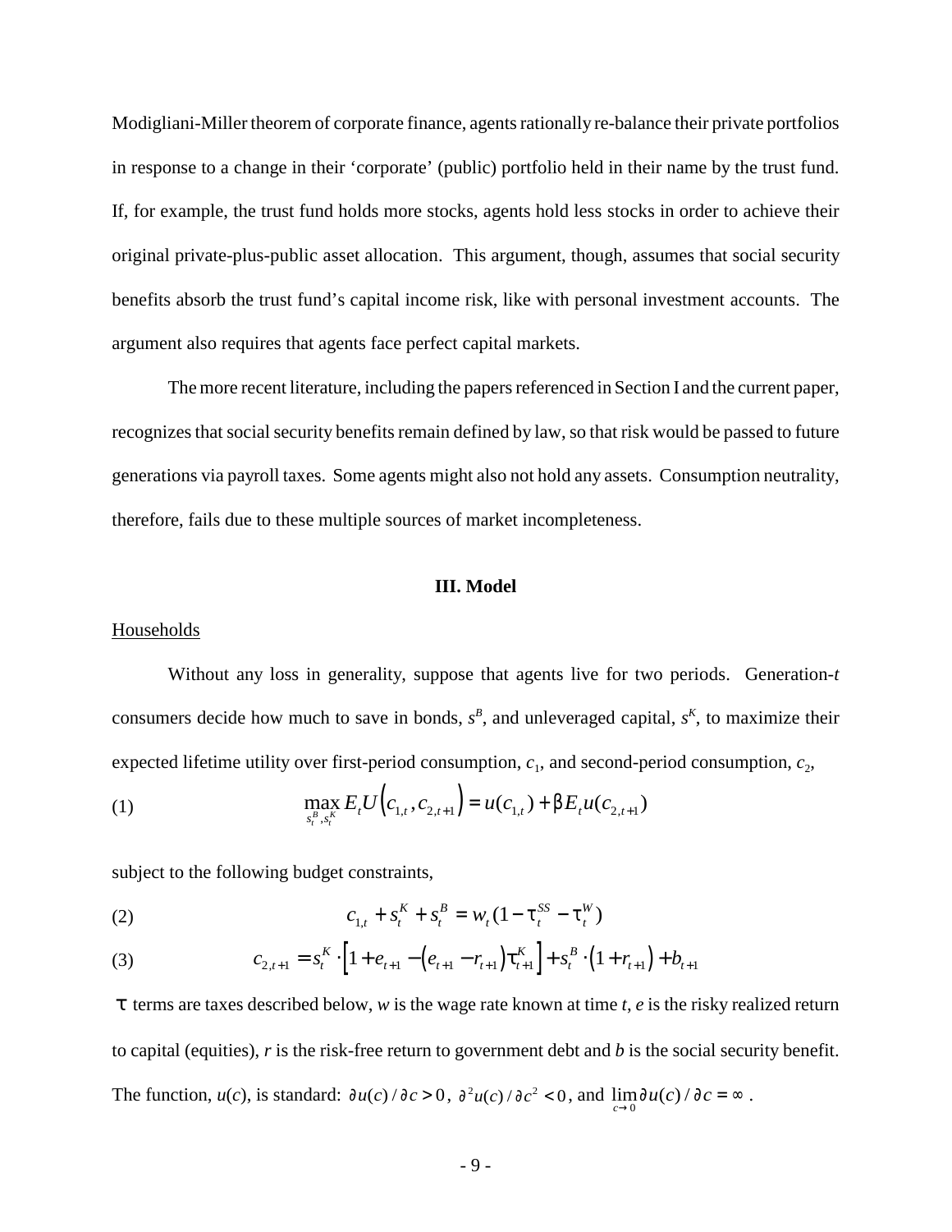Modigliani-Miller theorem of corporate finance, agents rationally re-balance their private portfolios in response to a change in their 'corporate' (public) portfolio held in their name by the trust fund. If, for example, the trust fund holds more stocks, agents hold less stocks in order to achieve their original private-plus-public asset allocation. This argument, though, assumes that social security benefits absorb the trust fund's capital income risk, like with personal investment accounts. The argument also requires that agents face perfect capital markets.

The more recent literature, including the papers referenced in Section I and the current paper, recognizes that social security benefits remain defined by law, so that risk would be passed to future generations via payroll taxes. Some agents might also not hold any assets. Consumption neutrality, therefore, fails due to these multiple sources of market incompleteness.

## III. Model

Households

Without any loss in generality, suppose that agents live for two periods. Generation-$t$ consumers decide how much to save in bonds, $s^B$, and unleveraged capital, $s^K$, to maximize their expected lifetime utility over first-period consumption, $c_1$, and second-period consumption, $c_2$,

$$\max_{s_t^B, s_t^K} E_t U\left(c_{1,t}, c_{2,t+1}\right) = u(c_{1,t}) + \beta E_t u(c_{2,t+1}) \tag{1}$$

subject to the following budget constraints,

$$c_{1,t} + s_t^K + s_t^B = w_t(1 - \tau_t^{SS} - \tau_t^W) \tag{2}$$

$$c_{2,t+1} = s_t^K \cdot \left[1 + e_{t+1} - \left(e_{t+1} - r_{t+1}\right)\tau_{t+1}^K\right] + s_t^B \cdot \left(1 + r_{t+1}\right) + b_{t+1} \tag{3}$$

$\tau$ terms are taxes described below, $w$ is the wage rate known at time $t$, $e$ is the risky realized return to capital (equities), $r$ is the risk-free return to government debt and $b$ is the social security benefit. The function, $u(c)$, is standard: $\partial u(c)/\partial c > 0$, $\partial^2 u(c)/\partial c^2 < 0$, and $\lim_{c \to 0} \partial u(c)/\partial c = \infty$.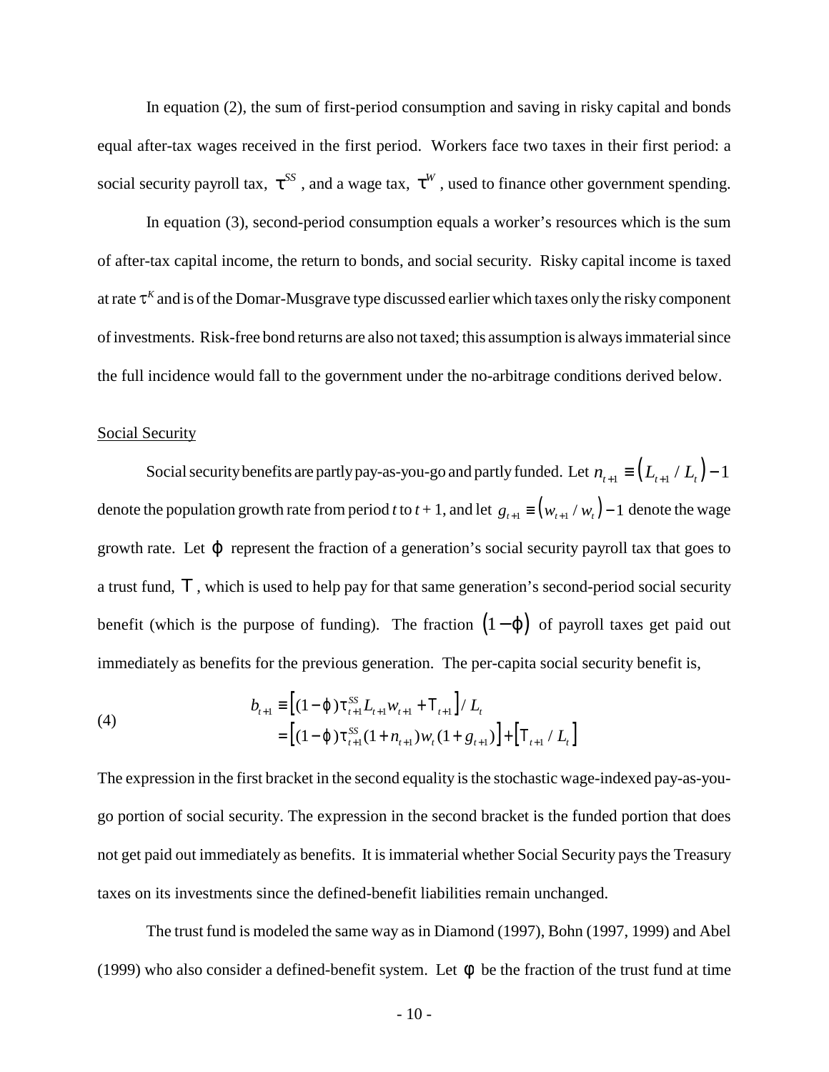In equation (2), the sum of first-period consumption and saving in risky capital and bonds equal after-tax wages received in the first period. Workers face two taxes in their first period: a social security payroll tax, $\tau^{SS}$, and a wage tax, $\tau^{W}$, used to finance other government spending.

In equation (3), second-period consumption equals a worker's resources which is the sum of after-tax capital income, the return to bonds, and social security. Risky capital income is taxed at rate $\tau^{K}$ and is of the Domar-Musgrave type discussed earlier which taxes only the risky component of investments. Risk-free bond returns are also not taxed; this assumption is always immaterial since the full incidence would fall to the government under the no-arbitrage conditions derived below.

Social Security

Social security benefits are partly pay-as-you-go and partly funded. Let $n_{t+1} \equiv \left(L_{t+1} / L_t\right) - 1$ denote the population growth rate from period $t$ to $t+1$, and let $g_{t+1} \equiv \left(w_{t+1} / w_t\right) - 1$ denote the wage growth rate. Let $\varphi$ represent the fraction of a generation's social security payroll tax that goes to a trust fund, $T$, which is used to help pay for that same generation's second-period social security benefit (which is the purpose of funding). The fraction $\left(1-\varphi\right)$ of payroll taxes get paid out immediately as benefits for the previous generation. The per-capita social security benefit is,

$$
\begin{aligned}
b_{t+1} &\equiv \left[(1-\varphi)\tau_{t+1}^{SS} L_{t+1} w_{t+1} + T_{t+1}\right] / L_t \\
&= \left[(1-\varphi)\tau_{t+1}^{SS}(1+n_{t+1}) w_t (1+g_{t+1})\right] + \left[T_{t+1} / L_t\right]
\end{aligned}
\tag{4}
$$

The expression in the first bracket in the second equality is the stochastic wage-indexed pay-as-you-go portion of social security. The expression in the second bracket is the funded portion that does not get paid out immediately as benefits. It is immaterial whether Social Security pays the Treasury taxes on its investments since the defined-benefit liabilities remain unchanged.

The trust fund is modeled the same way as in Diamond (1997), Bohn (1997, 1999) and Abel (1999) who also consider a defined-benefit system. Let $\phi$ be the fraction of the trust fund at time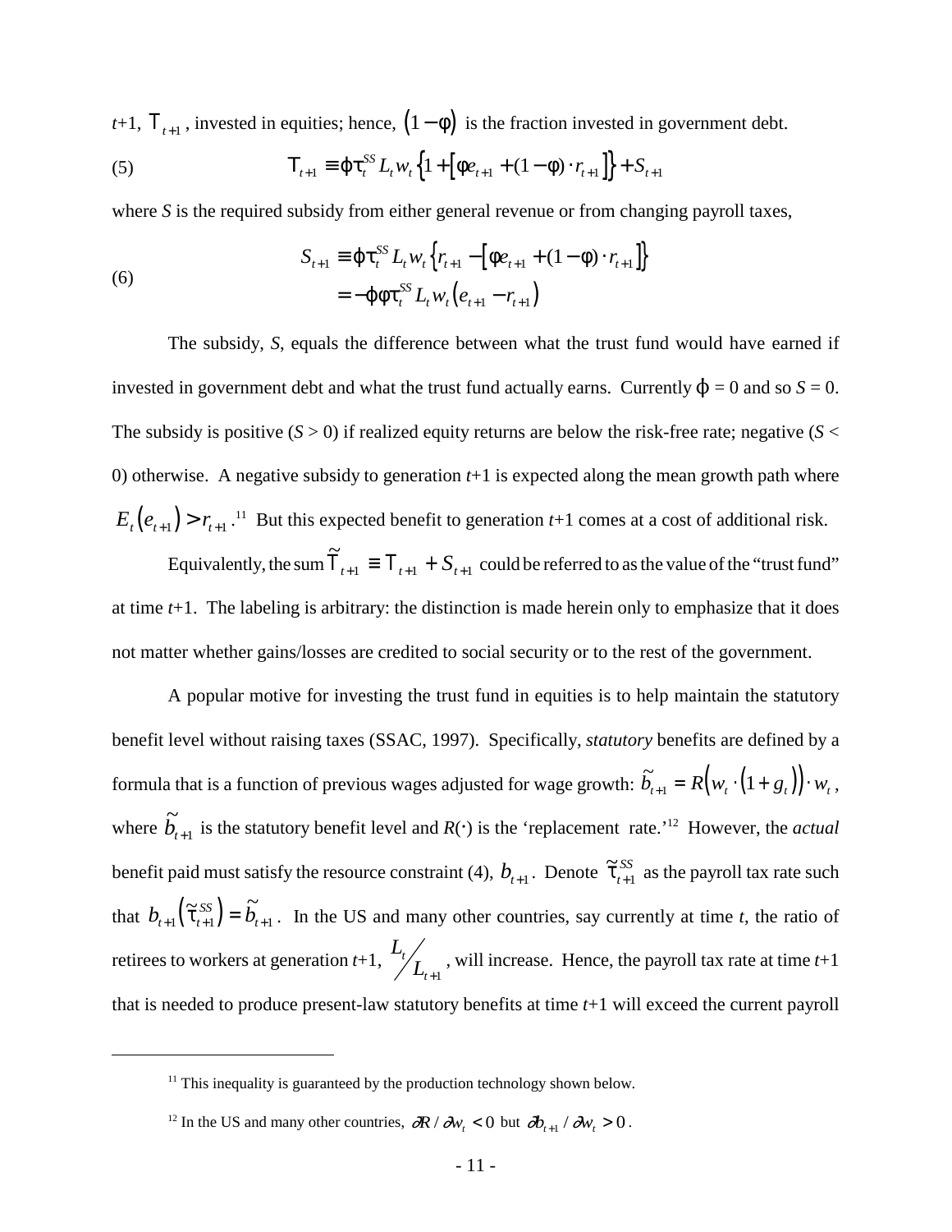$t$+1, $\mathrm{T}_{t+1}$, invested in equities; hence, $(1-\phi)$ is the fraction invested in government debt.

$$\mathrm{T}_{t+1} \equiv \varphi\tau_t^{SS} L_t w_t \left\{1+\left[\phi e_{t+1}+(1-\phi)\cdot r_{t+1}\right]\right\}+S_{t+1} \tag{5}$$

where $S$ is the required subsidy from either general revenue or from changing payroll taxes,

$$\begin{aligned} S_{t+1} &\equiv \varphi\tau_t^{SS} L_t w_t \left\{r_{t+1}-\left[\phi e_{t+1}+(1-\phi)\cdot r_{t+1}\right]\right\} \\ &= -\varphi\phi\tau_t^{SS} L_t w_t \left(e_{t+1}-r_{t+1}\right) \end{aligned} \tag{6}$$

The subsidy, $S$, equals the difference between what the trust fund would have earned if invested in government debt and what the trust fund actually earns. Currently $\varphi$ = 0 and so $S$ = 0. The subsidy is positive ($S$ > 0) if realized equity returns are below the risk-free rate; negative ($S$ < 0) otherwise. A negative subsidy to generation $t$+1 is expected along the mean growth path where $E_t(e_{t+1}) > r_{t+1}$.[11] But this expected benefit to generation $t$+1 comes at a cost of additional risk.

Equivalently, the sum $\tilde{\mathrm{T}}_{t+1} \equiv \mathrm{T}_{t+1} + S_{t+1}$ could be referred to as the value of the "trust fund" at time $t$+1. The labeling is arbitrary: the distinction is made herein only to emphasize that it does not matter whether gains/losses are credited to social security or to the rest of the government.

A popular motive for investing the trust fund in equities is to help maintain the statutory benefit level without raising taxes (SSAC, 1997). Specifically, *statutory* benefits are defined by a formula that is a function of previous wages adjusted for wage growth: $\tilde{b}_{t+1} = R\big(w_t\cdot(1+g_t)\big)\cdot w_t$, where $\tilde{b}_{t+1}$ is the statutory benefit level and $R(\cdot)$ is the 'replacement rate.'[12] However, the *actual* benefit paid must satisfy the resource constraint (4), $b_{t+1}$. Denote $\tilde{\tau}_{t+1}^{SS}$ as the payroll tax rate such that $b_{t+1}\left(\tilde{\tau}_{t+1}^{SS}\right) = \tilde{b}_{t+1}$. In the US and many other countries, say currently at time $t$, the ratio of retirees to workers at generation $t$+1, $L_t / L_{t+1}$, will increase. Hence, the payroll tax rate at time $t$+1 that is needed to produce present-law statutory benefits at time $t$+1 will exceed the current payroll

---

[11] This inequality is guaranteed by the production technology shown below.

[12] In the US and many other countries, $\partial R/\partial w_t < 0$ but $\partial b_{t+1}/\partial w_t > 0$.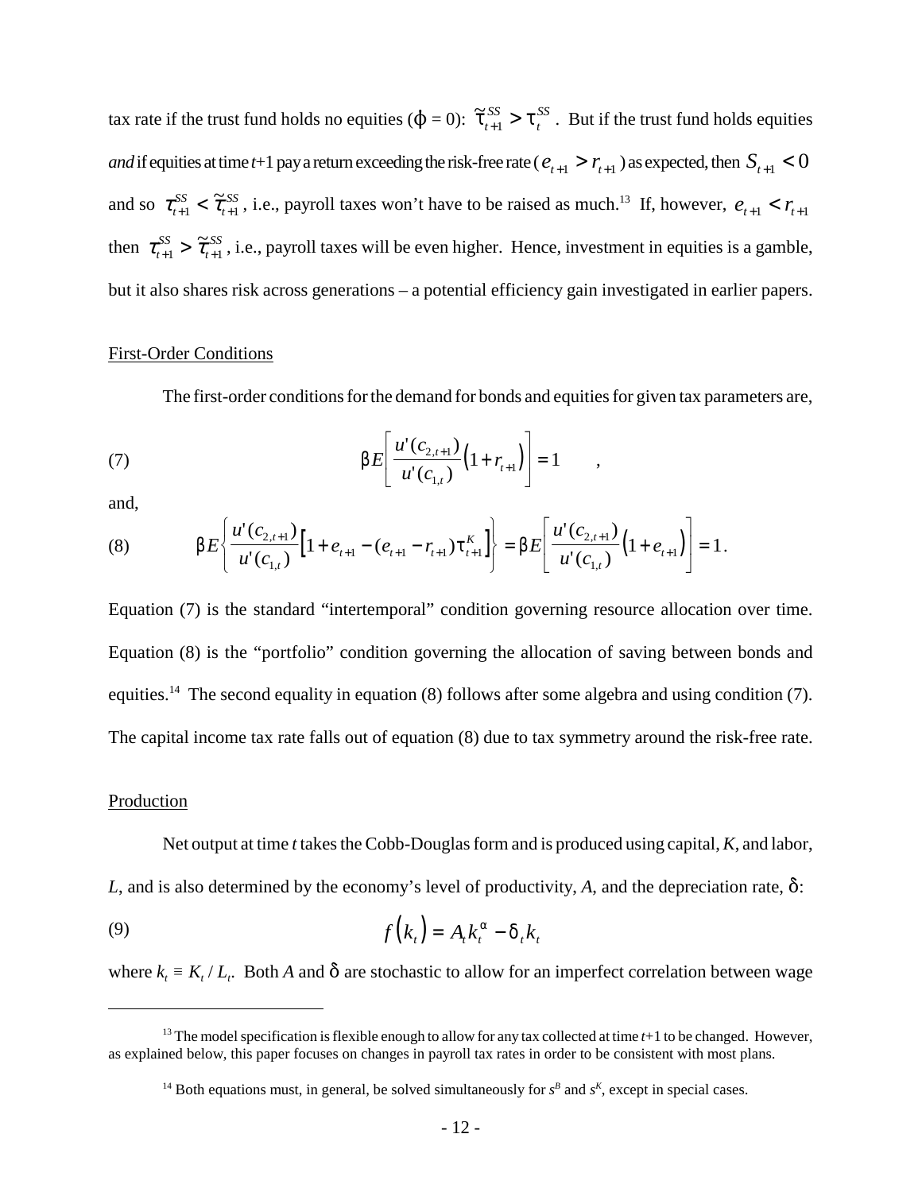tax rate if the trust fund holds no equities ($\varphi = 0$): $\tilde{\tau}_{t+1}^{SS} > \tau_t^{SS}$. But if the trust fund holds equities *and* if equities at time *t*+1 pay a return exceeding the risk-free rate ($e_{t+1} > r_{t+1}$) as expected, then $S_{t+1} < 0$ and so $\tau_{t+1}^{SS} < \tilde{\tau}_{t+1}^{SS}$, i.e., payroll taxes won't have to be raised as much.[13] If, however, $e_{t+1} < r_{t+1}$ then $\tau_{t+1}^{SS} > \tilde{\tau}_{t+1}^{SS}$, i.e., payroll taxes will be even higher. Hence, investment in equities is a gamble, but it also shares risk across generations – a potential efficiency gain investigated in earlier papers.

## First-Order Conditions

The first-order conditions for the demand for bonds and equities for given tax parameters are,

$$\beta E\left[\frac{u'(c_{2,t+1})}{u'(c_{1,t})}\left(1+r_{t+1}\right)\right] = 1 \qquad , \tag{7}$$

and,

$$\beta E\left\{\frac{u'(c_{2,t+1})}{u'(c_{1,t})}\left[1+e_{t+1}-(e_{t+1}-r_{t+1})\tau_{t+1}^{K}\right]\right\} = \beta E\left[\frac{u'(c_{2,t+1})}{u'(c_{1,t})}\left(1+e_{t+1}\right)\right] = 1. \tag{8}$$

Equation (7) is the standard "intertemporal" condition governing resource allocation over time. Equation (8) is the "portfolio" condition governing the allocation of saving between bonds and equities.[14] The second equality in equation (8) follows after some algebra and using condition (7). The capital income tax rate falls out of equation (8) due to tax symmetry around the risk-free rate.

## Production

Net output at time *t* takes the Cobb-Douglas form and is produced using capital, *K*, and labor, *L*, and is also determined by the economy's level of productivity, *A*, and the depreciation rate, $\delta$:

$$f\left(k_t\right) = A_t k_t^{\alpha} - \delta_t k_t \tag{9}$$

where $k_t \equiv K_t / L_t$. Both *A* and $\delta$ are stochastic to allow for an imperfect correlation between wage

---

[13] The model specification is flexible enough to allow for any tax collected at time *t*+1 to be changed. However, as explained below, this paper focuses on changes in payroll tax rates in order to be consistent with most plans.

[14] Both equations must, in general, be solved simultaneously for $s^B$ and $s^K$, except in special cases.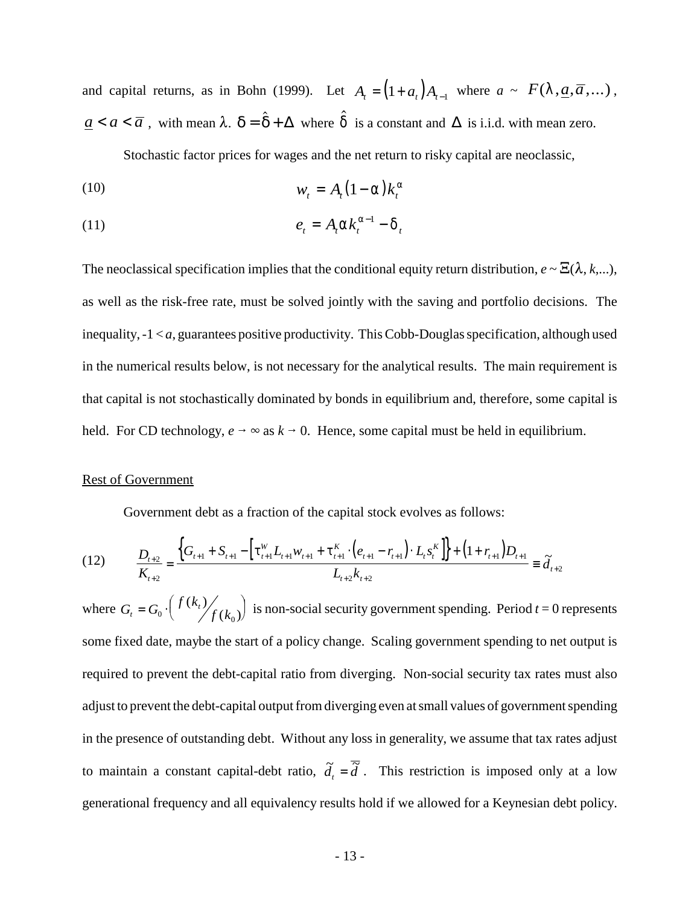and capital returns, as in Bohn (1999). Let $A_t = (1+a_t)A_{t-1}$ where $a \sim F(\lambda, \underline{a}, \overline{a}, \ldots)$, $\underline{a} < a < \overline{a}$, with mean $\lambda$. $\delta = \hat{\delta} + \Delta$ where $\hat{\delta}$ is a constant and $\Delta$ is i.i.d. with mean zero.

Stochastic factor prices for wages and the net return to risky capital are neoclassic,

$$w_t = A_t(1-\alpha)k_t^{\alpha} \tag{10}$$

$$e_t = A_t \alpha k_t^{\alpha-1} - \delta_t \tag{11}$$

The neoclassical specification implies that the conditional equity return distribution, $e \sim \Xi(\lambda, k, \ldots)$, as well as the risk-free rate, must be solved jointly with the saving and portfolio decisions. The inequality, $-1 < a$, guarantees positive productivity. This Cobb-Douglas specification, although used in the numerical results below, is not necessary for the analytical results. The main requirement is that capital is not stochastically dominated by bonds in equilibrium and, therefore, some capital is held. For CD technology, $e \rightarrow \infty$ as $k \rightarrow 0$. Hence, some capital must be held in equilibrium.

## Rest of Government

Government debt as a fraction of the capital stock evolves as follows:

$$\frac{D_{t+2}}{K_{t+2}} = \frac{\left\{G_{t+1} + S_{t+1} - \left[\tau_{t+1}^{W} L_{t+1} w_{t+1} + \tau_{t+1}^{K} \cdot (e_{t+1} - r_{t+1}) \cdot L_t s_t^K\right]\right\} + (1 + r_{t+1}) D_{t+1}}{L_{t+2} k_{t+2}} \equiv \tilde{d}_{t+2} \tag{12}$$

where $G_t = G_0 \cdot \left( f(k_t) \big/ f(k_0) \right)$ is non-social security government spending. Period $t = 0$ represents some fixed date, maybe the start of a policy change. Scaling government spending to net output is required to prevent the debt-capital ratio from diverging. Non-social security tax rates must also adjust to prevent the debt-capital output from diverging even at small values of government spending in the presence of outstanding debt. Without any loss in generality, we assume that tax rates adjust to maintain a constant capital-debt ratio, $\tilde{d}_t = \overline{\tilde{d}}$. This restriction is imposed only at a low generational frequency and all equivalency results hold if we allowed for a Keynesian debt policy.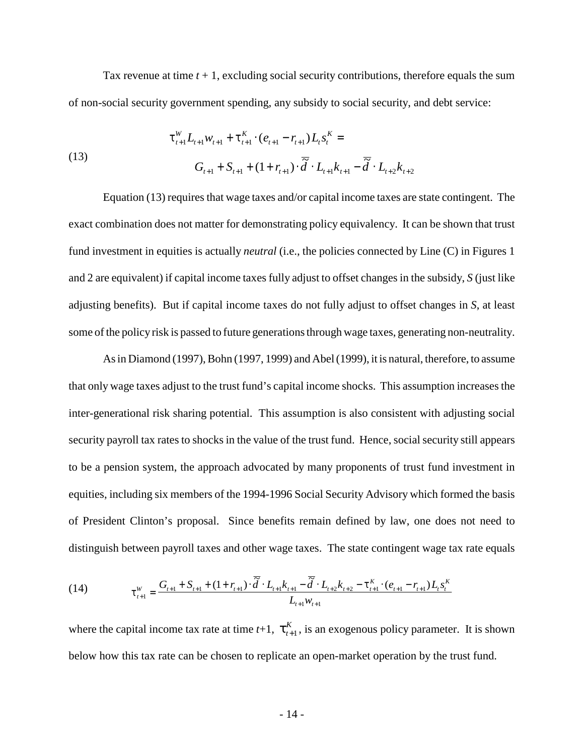Tax revenue at time $t + 1$, excluding social security contributions, therefore equals the sum of non-social security government spending, any subsidy to social security, and debt service:

$$\tau^W_{t+1} L_{t+1} w_{t+1} + \tau^K_{t+1} \cdot (e_{t+1} - r_{t+1}) L_t s^K_t = G_{t+1} + S_{t+1} + (1 + r_{t+1}) \cdot \bar{\tilde{d}} \cdot L_{t+1} k_{t+1} - \bar{\tilde{d}} \cdot L_{t+2} k_{t+2} \tag{13}$$

Equation (13) requires that wage taxes and/or capital income taxes are state contingent. The exact combination does not matter for demonstrating policy equivalency. It can be shown that trust fund investment in equities is actually *neutral* (i.e., the policies connected by Line (C) in Figures 1 and 2 are equivalent) if capital income taxes fully adjust to offset changes in the subsidy, $S$ (just like adjusting benefits). But if capital income taxes do not fully adjust to offset changes in $S$, at least some of the policy risk is passed to future generations through wage taxes, generating non-neutrality.

As in Diamond (1997), Bohn (1997, 1999) and Abel (1999), it is natural, therefore, to assume that only wage taxes adjust to the trust fund's capital income shocks. This assumption increases the inter-generational risk sharing potential. This assumption is also consistent with adjusting social security payroll tax rates to shocks in the value of the trust fund. Hence, social security still appears to be a pension system, the approach advocated by many proponents of trust fund investment in equities, including six members of the 1994-1996 Social Security Advisory which formed the basis of President Clinton's proposal. Since benefits remain defined by law, one does not need to distinguish between payroll taxes and other wage taxes. The state contingent wage tax rate equals

$$\tau^W_{t+1} = \frac{G_{t+1} + S_{t+1} + (1 + r_{t+1}) \cdot \bar{\tilde{d}} \cdot L_{t+1} k_{t+1} - \bar{\tilde{d}} \cdot L_{t+2} k_{t+2} - \tau^K_{t+1} \cdot (e_{t+1} - r_{t+1}) L_t s^K_t}{L_{t+1} w_{t+1}} \tag{14}$$

where the capital income tax rate at time $t$+1, $\tau^K_{t+1}$, is an exogenous policy parameter. It is shown below how this tax rate can be chosen to replicate an open-market operation by the trust fund.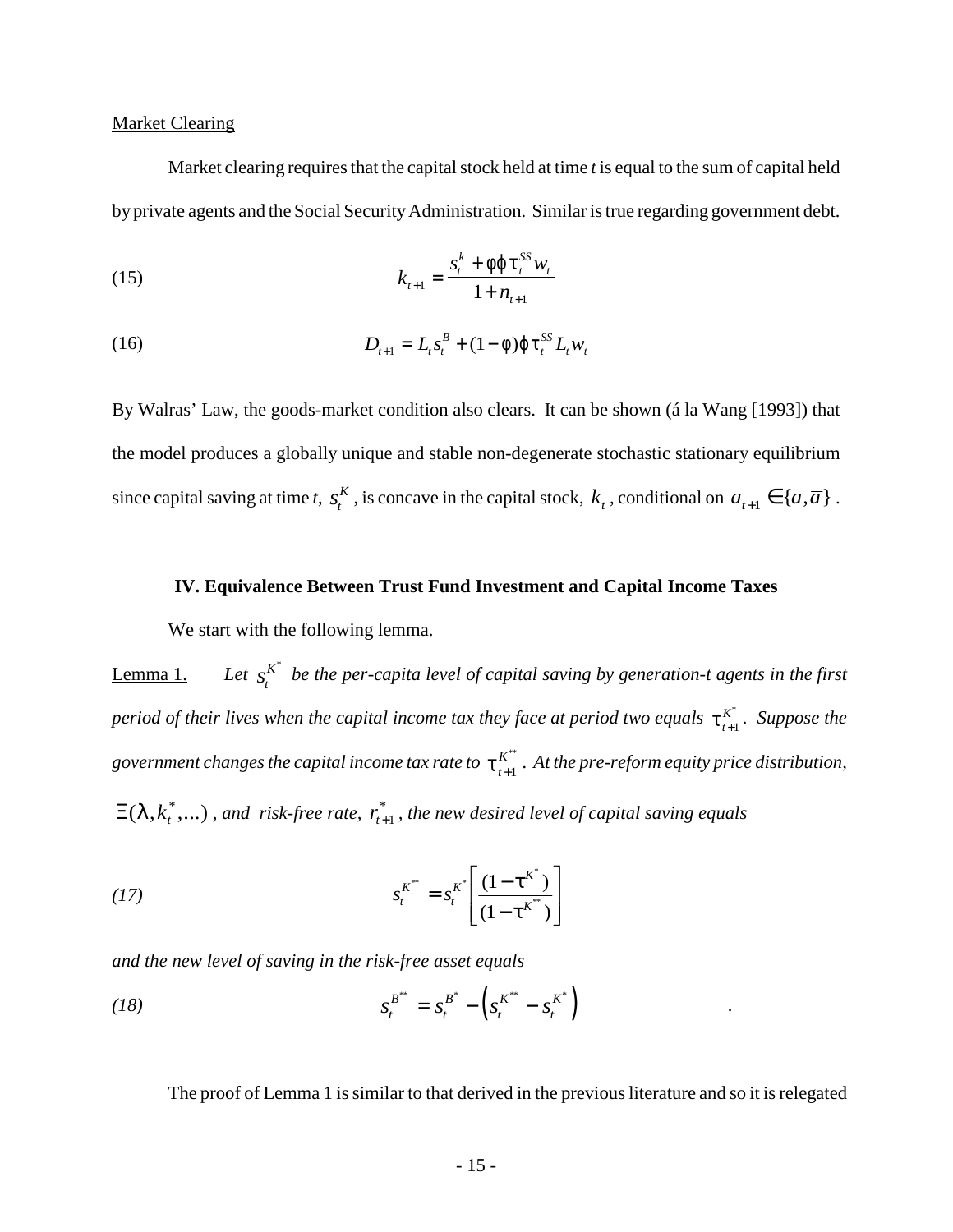Market Clearing

Market clearing requires that the capital stock held at time *t* is equal to the sum of capital held by private agents and the Social Security Administration. Similar is true regarding government debt.

$$k_{t+1} = \frac{s_t^k + \phi\varphi\tau_t^{SS} w_t}{1 + n_{t+1}} \tag{15}$$

$$D_{t+1} = L_t s_t^B + (1-\phi)\varphi\tau_t^{SS} L_t w_t \tag{16}$$

By Walras' Law, the goods-market condition also clears. It can be shown (á la Wang [1993]) that the model produces a globally unique and stable non-degenerate stochastic stationary equilibrium since capital saving at time *t*, $s_t^K$, is concave in the capital stock, $k_t$, conditional on $a_{t+1} \in \{\underline{a}, \overline{a}\}$.

### IV. Equivalence Between Trust Fund Investment and Capital Income Taxes

We start with the following lemma.

Lemma 1. *Let $s_t^{K^*}$ be the per-capita level of capital saving by generation-t agents in the first period of their lives when the capital income tax they face at period two equals $\tau_{t+1}^{K^*}$. Suppose the government changes the capital income tax rate to $\tau_{t+1}^{K^{**}}$. At the pre-reform equity price distribution, $\Xi(\lambda, k_t^*, \ldots)$, and risk-free rate, $r_{t+1}^*$, the new desired level of capital saving equals*

$$s_t^{K^{**}} = s_t^{K^*}\left[\frac{(1-\tau^{K^*})}{(1-\tau^{K^{**}})}\right] \tag{17}$$

*and the new level of saving in the risk-free asset equals*

$$s_t^{B^{**}} = s_t^{B^*} - \left(s_t^{K^{**}} - s_t^{K^*}\right) \tag{18}$$

The proof of Lemma 1 is similar to that derived in the previous literature and so it is relegated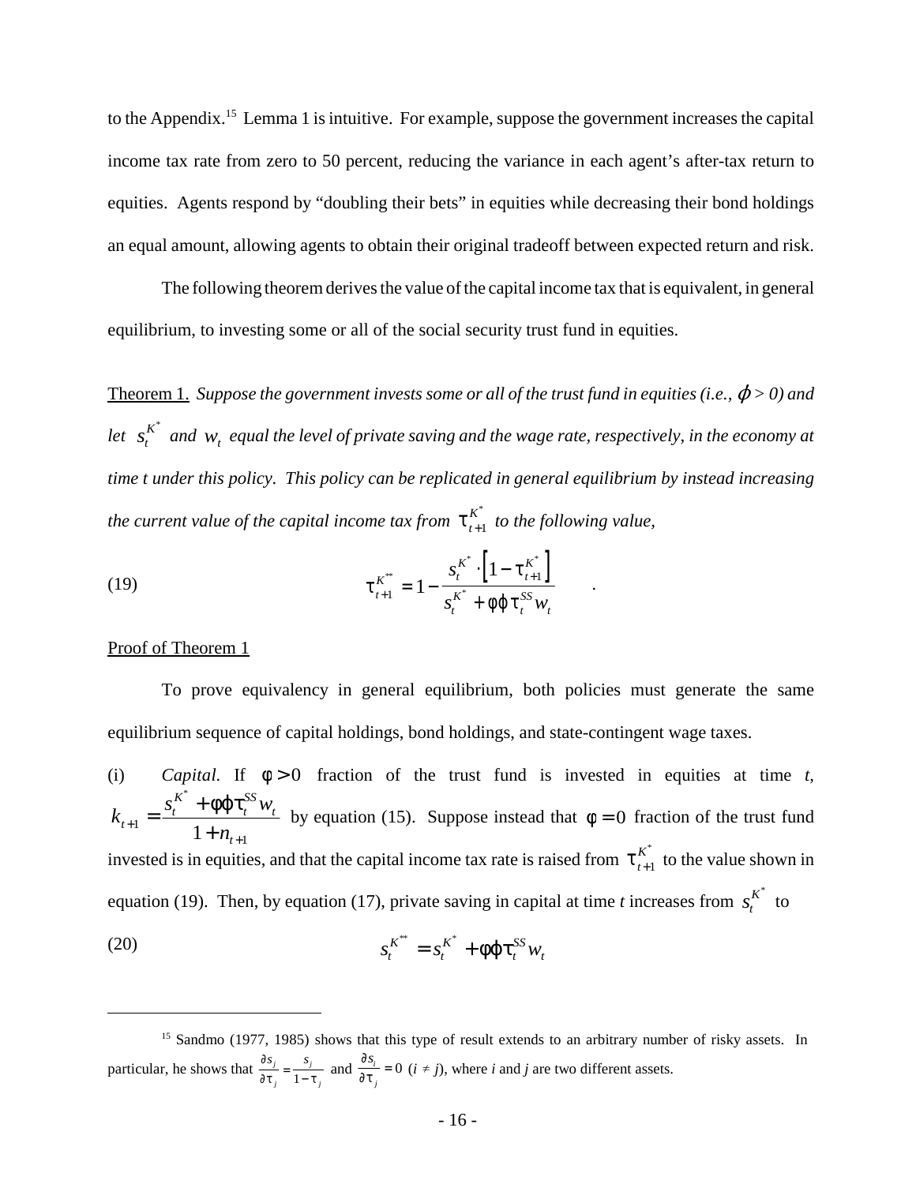to the Appendix.[15] Lemma 1 is intuitive. For example, suppose the government increases the capital income tax rate from zero to 50 percent, reducing the variance in each agent's after-tax return to equities. Agents respond by "doubling their bets" in equities while decreasing their bond holdings an equal amount, allowing agents to obtain their original tradeoff between expected return and risk.

The following theorem derives the value of the capital income tax that is equivalent, in general equilibrium, to investing some or all of the social security trust fund in equities.

<u>Theorem 1.</u> *Suppose the government invests some or all of the trust fund in equities (i.e., $\varphi > 0$) and let $s_t^{K^*}$ and $w_t$ equal the level of private saving and the wage rate, respectively, in the economy at time t under this policy. This policy can be replicated in general equilibrium by instead increasing the current value of the capital income tax from $\tau_{t+1}^{K^*}$ to the following value,*

$$\tau_{t+1}^{K^{**}} = 1 - \frac{s_t^{K^*} \cdot \left[1 - \tau_{t+1}^{K^*}\right]}{s_t^{K^*} + \phi\varphi\tau_t^{SS} w_t} \qquad (19)$$

<u>Proof of Theorem 1</u>

To prove equivalency in general equilibrium, both policies must generate the same equilibrium sequence of capital holdings, bond holdings, and state-contingent wage taxes.

(i) *Capital.* If $\phi > 0$ fraction of the trust fund is invested in equities at time *t*, $k_{t+1} = \dfrac{s_t^{K^*} + \phi\varphi\tau_t^{SS} w_t}{1 + n_{t+1}}$ by equation (15). Suppose instead that $\phi = 0$ fraction of the trust fund invested is in equities, and that the capital income tax rate is raised from $\tau_{t+1}^{K^*}$ to the value shown in equation (19). Then, by equation (17), private saving in capital at time *t* increases from $s_t^{K^*}$ to

$$s_t^{K^{**}} = s_t^{K^*} + \phi\varphi\tau_t^{SS} w_t \qquad (20)$$

---

[15] Sandmo (1977, 1985) shows that this type of result extends to an arbitrary number of risky assets. In particular, he shows that $\frac{\partial s_j}{\partial \tau_j} = \frac{s_j}{1 - \tau_j}$ and $\frac{\partial s_i}{\partial \tau_j} = 0$ ($i \neq j$), where *i* and *j* are two different assets.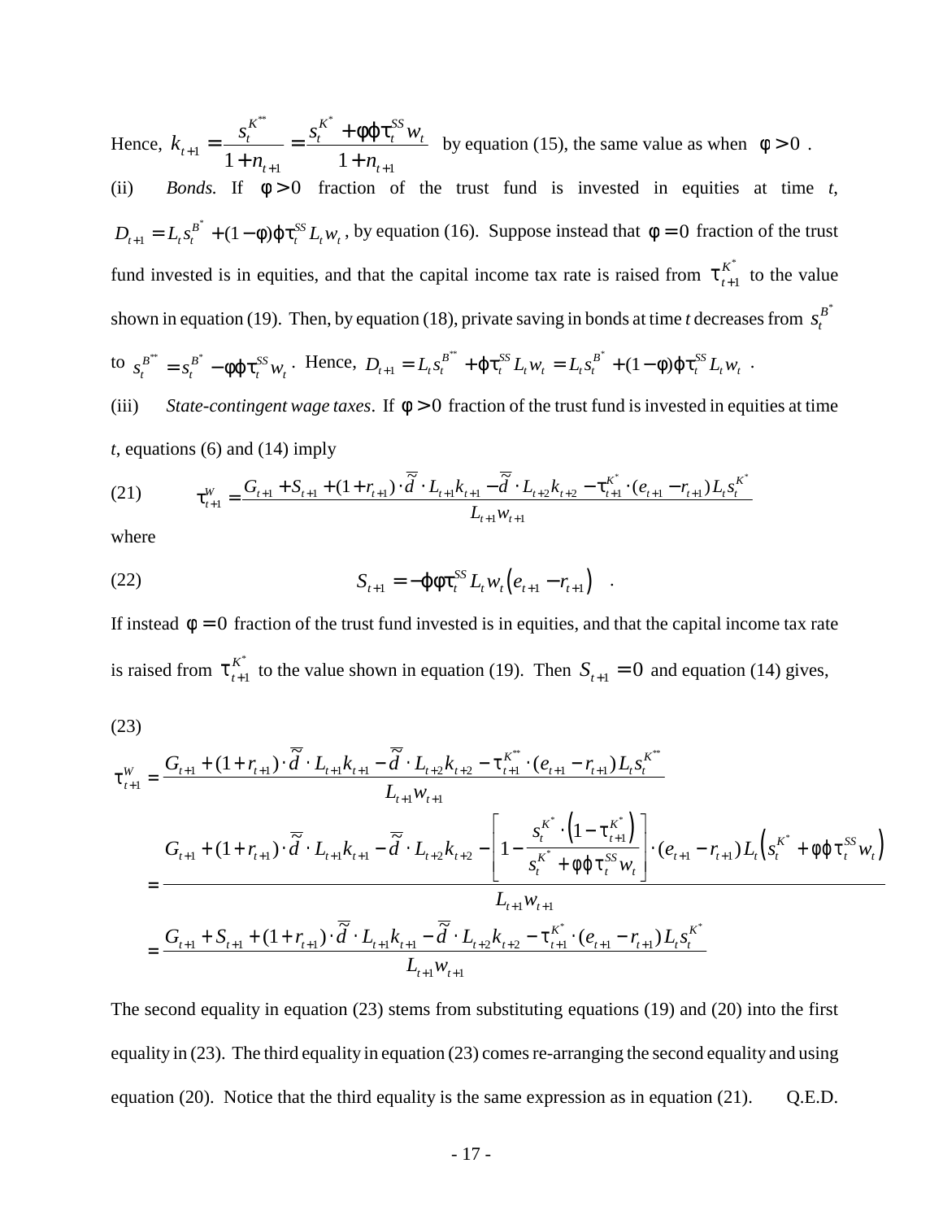Hence, $k_{t+1} = \dfrac{s_t^{K^{**}}}{1+n_{t+1}} = \dfrac{s_t^{K^*} + \phi\varphi\tau_t^{SS} w_t}{1+n_{t+1}}$ by equation (15), the same value as when $\phi > 0$.

(ii) *Bonds.* If $\phi > 0$ fraction of the trust fund is invested in equities at time *t*, $D_{t+1} = L_t s_t^{B^*} + (1-\phi)\varphi\tau_t^{SS} L_t w_t$, by equation (16). Suppose instead that $\phi = 0$ fraction of the trust fund invested is in equities, and that the capital income tax rate is raised from $\tau_{t+1}^{K^*}$ to the value shown in equation (19). Then, by equation (18), private saving in bonds at time *t* decreases from $s_t^{B^*}$ to $s_t^{B^{**}} = s_t^{B^*} - \phi\varphi\tau_t^{SS} w_t$. Hence, $D_{t+1} = L_t s_t^{B^{**}} + \varphi\tau_t^{SS} L_t w_t = L_t s_t^{B^*} + (1-\phi)\varphi\tau_t^{SS} L_t w_t$.

(iii) *State-contingent wage taxes*. If $\phi > 0$ fraction of the trust fund is invested in equities at time *t*, equations (6) and (14) imply

$$\tau_{t+1}^{W} = \frac{G_{t+1} + S_{t+1} + (1+r_{t+1}) \cdot \tilde{\bar{d}} \cdot L_{t+1} k_{t+1} - \tilde{\bar{d}} \cdot L_{t+2} k_{t+2} - \tau_{t+1}^{K^*} \cdot (e_{t+1} - r_{t+1}) L_t s_t^{K^*}}{L_{t+1} w_{t+1}} \tag{21}$$

where

$$S_{t+1} = -\varphi\phi\tau_t^{SS} L_t w_t \left(e_{t+1} - r_{t+1}\right) \quad . \tag{22}$$

If instead $\phi = 0$ fraction of the trust fund invested is in equities, and that the capital income tax rate is raised from $\tau_{t+1}^{K^*}$ to the value shown in equation (19). Then $S_{t+1} = 0$ and equation (14) gives,

(23)

$$\begin{aligned}
\tau_{t+1}^{W} &= \frac{G_{t+1} + (1+r_{t+1}) \cdot \tilde{\bar{d}} \cdot L_{t+1} k_{t+1} - \tilde{\bar{d}} \cdot L_{t+2} k_{t+2} - \tau_{t+1}^{K^{**}} \cdot (e_{t+1} - r_{t+1}) L_t s_t^{K^{**}}}{L_{t+1} w_{t+1}} \\
&= \frac{G_{t+1} + (1+r_{t+1}) \cdot \tilde{\bar{d}} \cdot L_{t+1} k_{t+1} - \tilde{\bar{d}} \cdot L_{t+2} k_{t+2} - \left[1 - \dfrac{s_t^{K^*} \cdot \left(1 - \tau_{t+1}^{K^*}\right)}{s_t^{K^*} + \phi\varphi\tau_t^{SS} w_t}\right] \cdot (e_{t+1} - r_{t+1}) L_t \left(s_t^{K^*} + \phi\varphi\tau_t^{SS} w_t\right)}{L_{t+1} w_{t+1}} \\
&= \frac{G_{t+1} + S_{t+1} + (1+r_{t+1}) \cdot \tilde{\bar{d}} \cdot L_{t+1} k_{t+1} - \tilde{\bar{d}} \cdot L_{t+2} k_{t+2} - \tau_{t+1}^{K^*} \cdot (e_{t+1} - r_{t+1}) L_t s_t^{K^*}}{L_{t+1} w_{t+1}}
\end{aligned}$$

The second equality in equation (23) stems from substituting equations (19) and (20) into the first equality in (23). The third equality in equation (23) comes re-arranging the second equality and using equation (20). Notice that the third equality is the same expression as in equation (21). Q.E.D.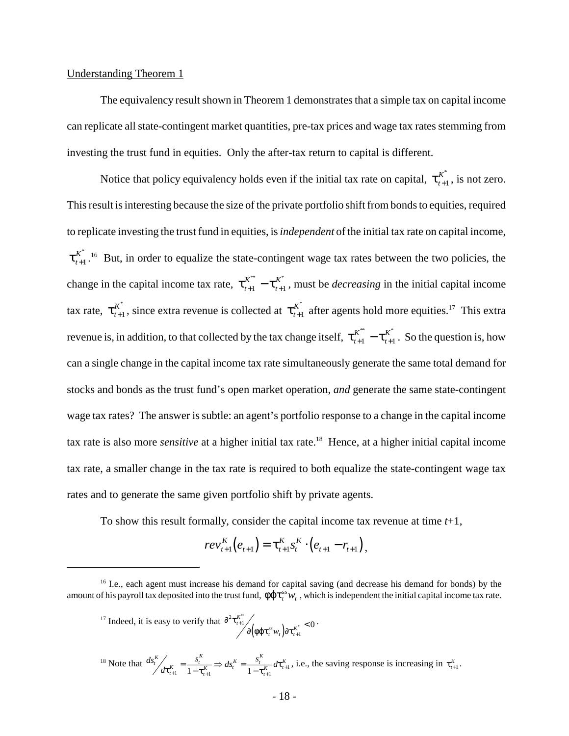Understanding Theorem 1

The equivalency result shown in Theorem 1 demonstrates that a simple tax on capital income can replicate all state-contingent market quantities, pre-tax prices and wage tax rates stemming from investing the trust fund in equities. Only the after-tax return to capital is different.

Notice that policy equivalency holds even if the initial tax rate on capital, $\tau_{t+1}^{K^*}$, is not zero. This result is interesting because the size of the private portfolio shift from bonds to equities, required to replicate investing the trust fund in equities, is *independent* of the initial tax rate on capital income, $\tau_{t+1}^{K^*}$.[16] But, in order to equalize the state-contingent wage tax rates between the two policies, the change in the capital income tax rate, $\tau_{t+1}^{K^{**}} - \tau_{t+1}^{K^*}$, must be *decreasing* in the initial capital income tax rate, $\tau_{t+1}^{K^*}$, since extra revenue is collected at $\tau_{t+1}^{K^*}$ after agents hold more equities.[17] This extra revenue is, in addition, to that collected by the tax change itself, $\tau_{t+1}^{K^{**}} - \tau_{t+1}^{K^*}$. So the question is, how can a single change in the capital income tax rate simultaneously generate the same total demand for stocks and bonds as the trust fund's open market operation, *and* generate the same state-contingent wage tax rates? The answer is subtle: an agent's portfolio response to a change in the capital income tax rate is also more *sensitive* at a higher initial tax rate.[18] Hence, at a higher initial capital income tax rate, a smaller change in the tax rate is required to both equalize the state-contingent wage tax rates and to generate the same given portfolio shift by private agents.

To show this result formally, consider the capital income tax revenue at time $t$+1,

$$rev_{t+1}^{K}\left(e_{t+1}\right) = \tau_{t+1}^{K} s_t^{K} \cdot \left(e_{t+1} - r_{t+1}\right),$$

---

[16] I.e., each agent must increase his demand for capital saving (and decrease his demand for bonds) by the amount of his payroll tax deposited into the trust fund, $\phi\varphi\tau_t^{ss} w_t$, which is independent the initial capital income tax rate.

[17] Indeed, it is easy to verify that $\partial^2 \tau_{t+1}^{K^{**}} \Big/ \partial\left(\phi\varphi\tau_t^{ss} w_t\right)\partial\tau_{t+1}^{K^*} < 0$.

[18] Note that $ds_t^K \Big/ d\tau_{t+1}^K = \frac{s_t^K}{1-\tau_{t+1}^K} \Rightarrow ds_t^K = \frac{s_t^K}{1-\tau_{t+1}^K} d\tau_{t+1}^K$, i.e., the saving response is increasing in $\tau_{t+1}^K$.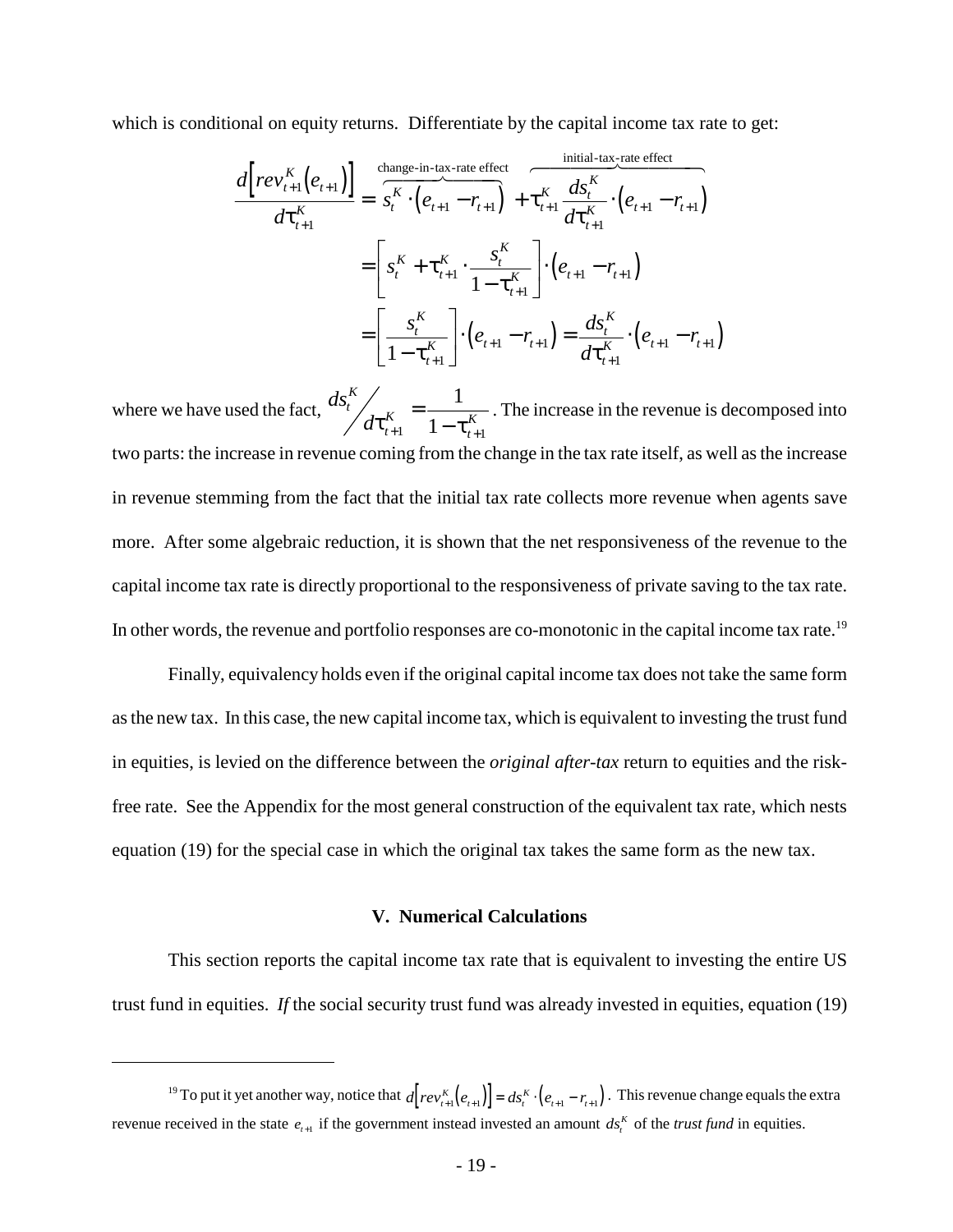which is conditional on equity returns. Differentiate by the capital income tax rate to get:

$$
\begin{aligned}
\frac{d\left[rev_{t+1}^{K}\left(e_{t+1}\right)\right]}{d\tau_{t+1}^{K}} &= \overbrace{s_{t}^{K}\cdot\left(e_{t+1}-r_{t+1}\right)}^{\text{change-in-tax-rate effect}} + \overbrace{\tau_{t+1}^{K}\frac{ds_{t}^{K}}{d\tau_{t+1}^{K}}\cdot\left(e_{t+1}-r_{t+1}\right)}^{\text{initial-tax-rate effect}} \\
&= \left[s_{t}^{K}+\tau_{t+1}^{K}\cdot\frac{s_{t}^{K}}{1-\tau_{t+1}^{K}}\right]\cdot\left(e_{t+1}-r_{t+1}\right) \\
&= \left[\frac{s_{t}^{K}}{1-\tau_{t+1}^{K}}\right]\cdot\left(e_{t+1}-r_{t+1}\right) = \frac{ds_{t}^{K}}{d\tau_{t+1}^{K}}\cdot\left(e_{t+1}-r_{t+1}\right)
\end{aligned}
$$

where we have used the fact, $ds_t^K \big/ d\tau_{t+1}^K = \frac{1}{1-\tau_{t+1}^K}$. The increase in the revenue is decomposed into two parts: the increase in revenue coming from the change in the tax rate itself, as well as the increase in revenue stemming from the fact that the initial tax rate collects more revenue when agents save more. After some algebraic reduction, it is shown that the net responsiveness of the revenue to the capital income tax rate is directly proportional to the responsiveness of private saving to the tax rate. In other words, the revenue and portfolio responses are co-monotonic in the capital income tax rate.[19]

Finally, equivalency holds even if the original capital income tax does not take the same form as the new tax. In this case, the new capital income tax, which is equivalent to investing the trust fund in equities, is levied on the difference between the *original after-tax* return to equities and the risk-free rate. See the Appendix for the most general construction of the equivalent tax rate, which nests equation (19) for the special case in which the original tax takes the same form as the new tax.

## V. Numerical Calculations

This section reports the capital income tax rate that is equivalent to investing the entire US trust fund in equities. *If* the social security trust fund was already invested in equities, equation (19)

---

[19] To put it yet another way, notice that $d\left[rev_{t+1}^{K}\left(e_{t+1}\right)\right] = ds_t^K \cdot \left(e_{t+1} - r_{t+1}\right)$. This revenue change equals the extra revenue received in the state $e_{t+1}$ if the government instead invested an amount $ds_t^K$ of the *trust fund* in equities.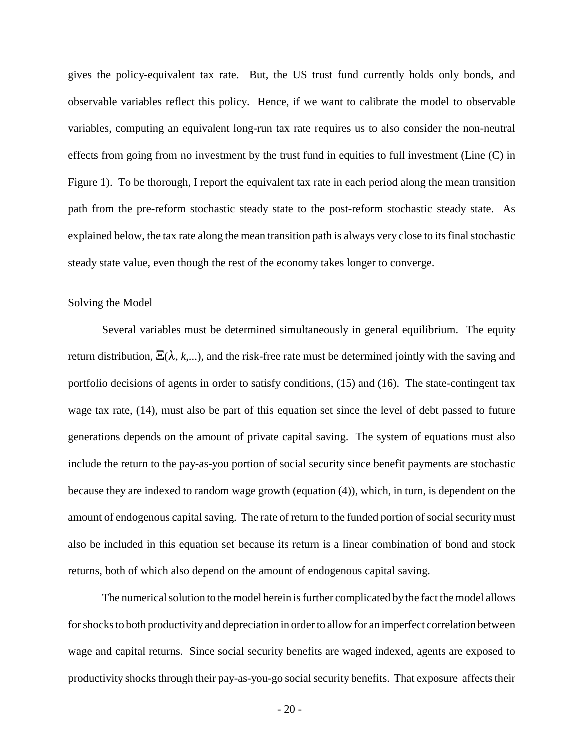gives the policy-equivalent tax rate. But, the US trust fund currently holds only bonds, and observable variables reflect this policy. Hence, if we want to calibrate the model to observable variables, computing an equivalent long-run tax rate requires us to also consider the non-neutral effects from going from no investment by the trust fund in equities to full investment (Line (C) in Figure 1). To be thorough, I report the equivalent tax rate in each period along the mean transition path from the pre-reform stochastic steady state to the post-reform stochastic steady state. As explained below, the tax rate along the mean transition path is always very close to its final stochastic steady state value, even though the rest of the economy takes longer to converge.

Solving the Model

Several variables must be determined simultaneously in general equilibrium. The equity return distribution, $\Xi(\lambda, k,...)$, and the risk-free rate must be determined jointly with the saving and portfolio decisions of agents in order to satisfy conditions, (15) and (16). The state-contingent tax wage tax rate, (14), must also be part of this equation set since the level of debt passed to future generations depends on the amount of private capital saving. The system of equations must also include the return to the pay-as-you portion of social security since benefit payments are stochastic because they are indexed to random wage growth (equation (4)), which, in turn, is dependent on the amount of endogenous capital saving. The rate of return to the funded portion of social security must also be included in this equation set because its return is a linear combination of bond and stock returns, both of which also depend on the amount of endogenous capital saving.

The numerical solution to the model herein is further complicated by the fact the model allows for shocks to both productivity and depreciation in order to allow for an imperfect correlation between wage and capital returns. Since social security benefits are waged indexed, agents are exposed to productivity shocks through their pay-as-you-go social security benefits. That exposure affects their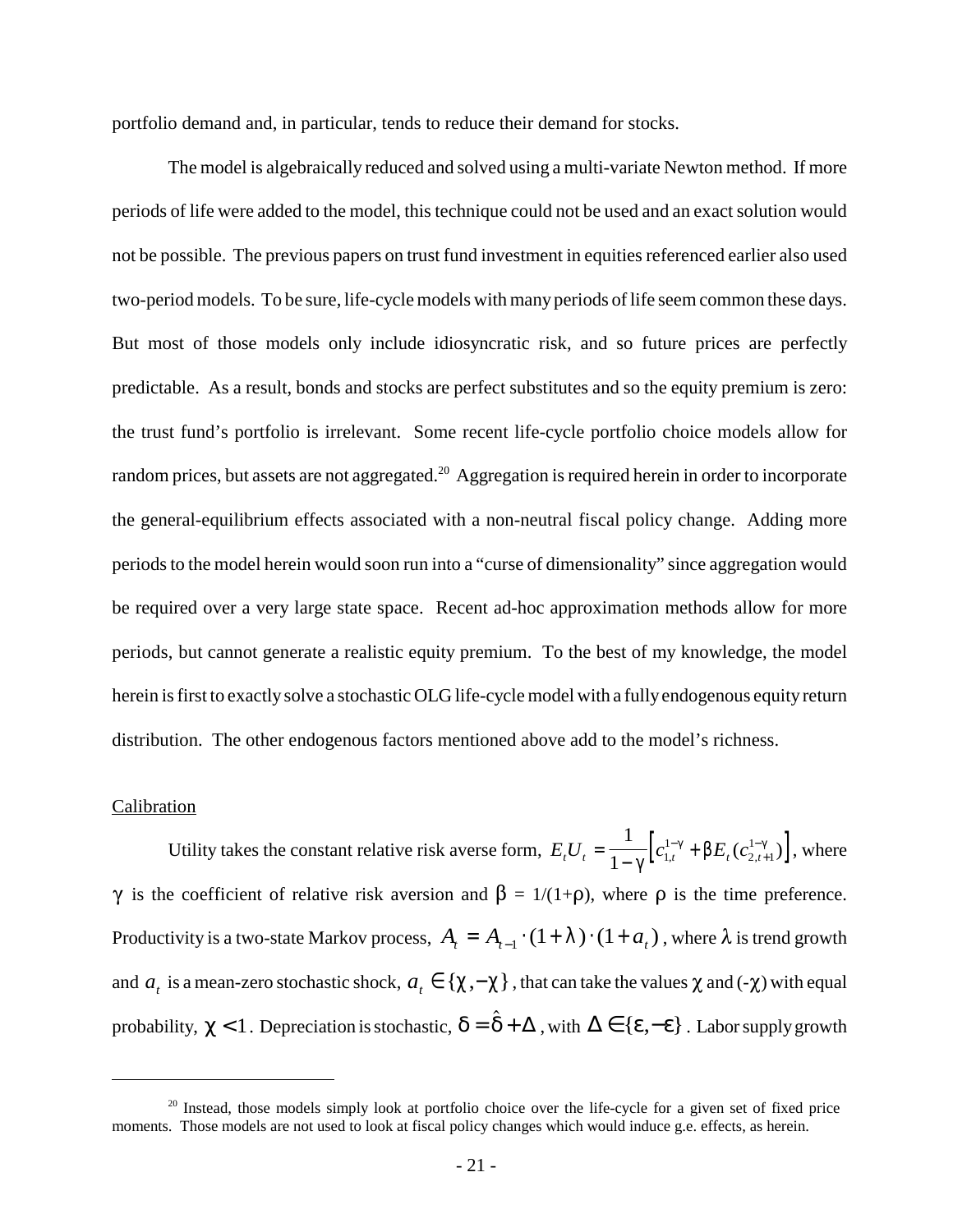portfolio demand and, in particular, tends to reduce their demand for stocks.

The model is algebraically reduced and solved using a multi-variate Newton method. If more periods of life were added to the model, this technique could not be used and an exact solution would not be possible. The previous papers on trust fund investment in equities referenced earlier also used two-period models. To be sure, life-cycle models with many periods of life seem common these days. But most of those models only include idiosyncratic risk, and so future prices are perfectly predictable. As a result, bonds and stocks are perfect substitutes and so the equity premium is zero: the trust fund's portfolio is irrelevant. Some recent life-cycle portfolio choice models allow for random prices, but assets are not aggregated.[20] Aggregation is required herein in order to incorporate the general-equilibrium effects associated with a non-neutral fiscal policy change. Adding more periods to the model herein would soon run into a "curse of dimensionality" since aggregation would be required over a very large state space. Recent ad-hoc approximation methods allow for more periods, but cannot generate a realistic equity premium. To the best of my knowledge, the model herein is first to exactly solve a stochastic OLG life-cycle model with a fully endogenous equity return distribution. The other endogenous factors mentioned above add to the model's richness.

Calibration

Utility takes the constant relative risk averse form, $E_t U_t = \frac{1}{1-\gamma}\left[c_{1,t}^{1-\gamma} + \beta E_t (c_{2,t+1}^{1-\gamma})\right]$, where $\gamma$ is the coefficient of relative risk aversion and $\beta = 1/(1+\rho)$, where $\rho$ is the time preference. Productivity is a two-state Markov process, $A_t = A_{t-1} \cdot (1+\lambda) \cdot (1+a_t)$, where $\lambda$ is trend growth and $a_t$ is a mean-zero stochastic shock, $a_t \in \{\chi, -\chi\}$, that can take the values $\chi$ and ($-\chi$) with equal probability, $\chi < 1$. Depreciation is stochastic, $\delta = \hat{\delta} + \Delta$, with $\Delta \in \{\varepsilon, -\varepsilon\}$. Labor supply growth

[20] Instead, those models simply look at portfolio choice over the life-cycle for a given set of fixed price moments. Those models are not used to look at fiscal policy changes which would induce g.e. effects, as herein.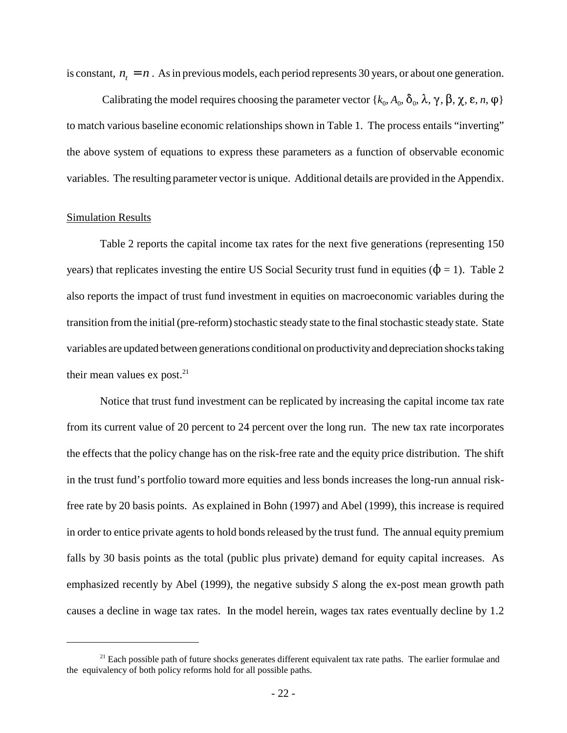is constant, $n_t = n$. As in previous models, each period represents 30 years, or about one generation.

Calibrating the model requires choosing the parameter vector $\{k_0, A_0, \delta_0, \lambda, \gamma, \beta, \chi, \varepsilon, n, \varphi\}$ to match various baseline economic relationships shown in Table 1. The process entails "inverting" the above system of equations to express these parameters as a function of observable economic variables. The resulting parameter vector is unique. Additional details are provided in the Appendix.

Simulation Results

Table 2 reports the capital income tax rates for the next five generations (representing 150 years) that replicates investing the entire US Social Security trust fund in equities ($\varphi = 1$). Table 2 also reports the impact of trust fund investment in equities on macroeconomic variables during the transition from the initial (pre-reform) stochastic steady state to the final stochastic steady state. State variables are updated between generations conditional on productivity and depreciation shocks taking their mean values ex post.[21]

Notice that trust fund investment can be replicated by increasing the capital income tax rate from its current value of 20 percent to 24 percent over the long run. The new tax rate incorporates the effects that the policy change has on the risk-free rate and the equity price distribution. The shift in the trust fund's portfolio toward more equities and less bonds increases the long-run annual risk-free rate by 20 basis points. As explained in Bohn (1997) and Abel (1999), this increase is required in order to entice private agents to hold bonds released by the trust fund. The annual equity premium falls by 30 basis points as the total (public plus private) demand for equity capital increases. As emphasized recently by Abel (1999), the negative subsidy *S* along the ex-post mean growth path causes a decline in wage tax rates. In the model herein, wages tax rates eventually decline by 1.2

[21] Each possible path of future shocks generates different equivalent tax rate paths. The earlier formulae and the equivalency of both policy reforms hold for all possible paths.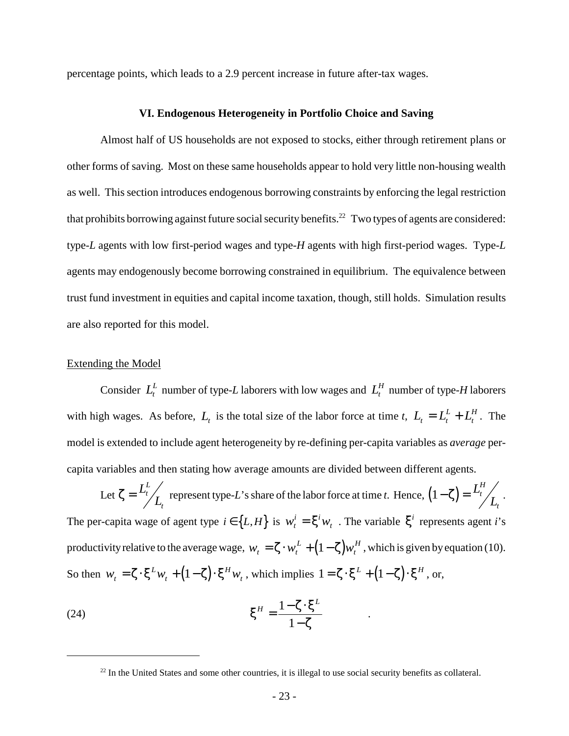percentage points, which leads to a 2.9 percent increase in future after-tax wages.

## VI. Endogenous Heterogeneity in Portfolio Choice and Saving

Almost half of US households are not exposed to stocks, either through retirement plans or other forms of saving. Most on these same households appear to hold very little non-housing wealth as well. This section introduces endogenous borrowing constraints by enforcing the legal restriction that prohibits borrowing against future social security benefits.[22] Two types of agents are considered: type-*L* agents with low first-period wages and type-*H* agents with high first-period wages. Type-*L* agents may endogenously become borrowing constrained in equilibrium. The equivalence between trust fund investment in equities and capital income taxation, though, still holds. Simulation results are also reported for this model.

### Extending the Model

Consider $L_t^L$ number of type-*L* laborers with low wages and $L_t^H$ number of type-*H* laborers with high wages. As before, $L_t$ is the total size of the labor force at time *t*, $L_t = L_t^L + L_t^H$. The model is extended to include agent heterogeneity by re-defining per-capita variables as *average* per-capita variables and then stating how average amounts are divided between different agents.

Let $\zeta = L_t^L / L_t$ represent type-*L*'s share of the labor force at time *t*. Hence, $(1-\zeta) = L_t^H / L_t$. The per-capita wage of agent type $i \in \{L, H\}$ is $w_t^i = \xi^i w_t$. The variable $\xi^i$ represents agent *i*'s productivity relative to the average wage, $w_t = \zeta \cdot w_t^L + (1-\zeta) w_t^H$, which is given by equation (10). So then $w_t = \zeta \cdot \xi^L w_t + (1-\zeta) \cdot \xi^H w_t$, which implies $1 = \zeta \cdot \xi^L + (1-\zeta) \cdot \xi^H$, or,

$$\xi^H = \frac{1 - \zeta \cdot \xi^L}{1 - \zeta} \qquad (24)$$

[22] In the United States and some other countries, it is illegal to use social security benefits as collateral.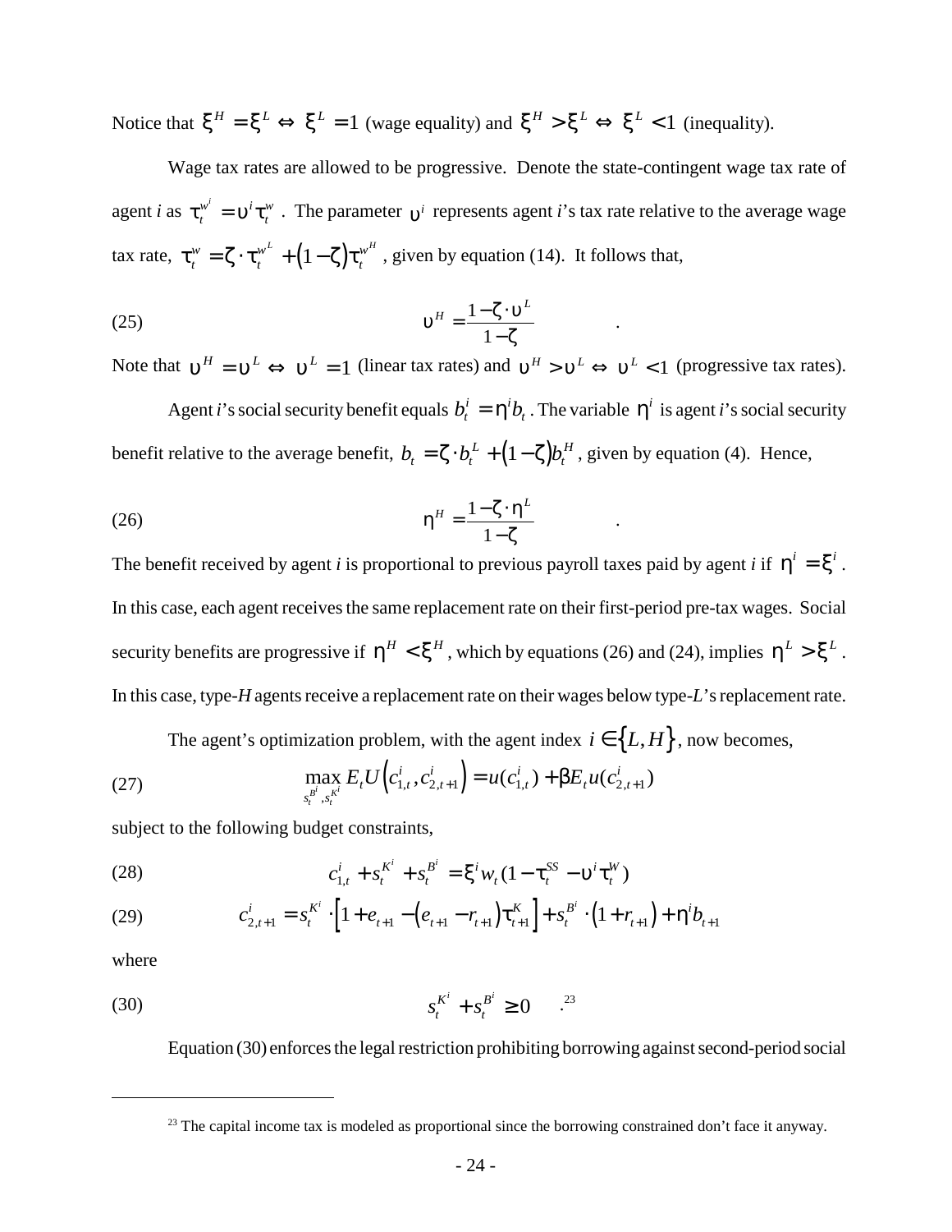Notice that $\xi^H = \xi^L \Leftrightarrow \xi^L = 1$ (wage equality) and $\xi^H > \xi^L \Leftrightarrow \xi^L < 1$ (inequality).

Wage tax rates are allowed to be progressive. Denote the state-contingent wage tax rate of agent *i* as $\tau_t^{w^i} = \upsilon^i \tau_t^w$. The parameter $\upsilon^i$ represents agent *i*'s tax rate relative to the average wage tax rate, $\tau_t^w = \zeta \cdot \tau_t^{w^L} + (1-\zeta)\tau_t^{w^H}$, given by equation (14). It follows that,

$$\upsilon^H = \frac{1 - \zeta \cdot \upsilon^L}{1 - \zeta} \quad . \tag{25}$$

Note that $\upsilon^H = \upsilon^L \Leftrightarrow \upsilon^L = 1$ (linear tax rates) and $\upsilon^H > \upsilon^L \Leftrightarrow \upsilon^L < 1$ (progressive tax rates).

Agent *i*'s social security benefit equals $b_t^i = \eta^i b_t$. The variable $\eta^i$ is agent *i*'s social security benefit relative to the average benefit, $b_t = \zeta \cdot b_t^L + (1-\zeta) b_t^H$, given by equation (4). Hence,

$$\eta^H = \frac{1 - \zeta \cdot \eta^L}{1 - \zeta} \quad . \tag{26}$$

The benefit received by agent *i* is proportional to previous payroll taxes paid by agent *i* if $\eta^i = \xi^i$. In this case, each agent receives the same replacement rate on their first-period pre-tax wages. Social security benefits are progressive if $\eta^H < \xi^H$, which by equations (26) and (24), implies $\eta^L > \xi^L$. In this case, type-*H* agents receive a replacement rate on their wages below type-*L*'s replacement rate.

The agent's optimization problem, with the agent index $i \in \{L, H\}$, now becomes,

$$\max_{s_t^{B^i}, s_t^{K^i}} E_t U\left(c_{1,t}^i, c_{2,t+1}^i\right) = u(c_{1,t}^i) + \beta E_t u(c_{2,t+1}^i) \tag{27}$$

subject to the following budget constraints,

$$c_{1,t}^i + s_t^{K^i} + s_t^{B^i} = \xi^i w_t (1 - \tau_t^{SS} - \upsilon^i \tau_t^W) \tag{28}$$

$$c_{2,t+1}^i = s_t^{K^i} \cdot \left[1 + e_{t+1} - \left(e_{t+1} - r_{t+1}\right)\tau_{t+1}^K\right] + s_t^{B^i} \cdot \left(1 + r_{t+1}\right) + \eta^i b_{t+1} \tag{29}$$

where

$$s_t^{K^i} + s_t^{B^i} \geq 0 \quad .[23] \tag{30}$$

Equation (30) enforces the legal restriction prohibiting borrowing against second-period social

---

[23] The capital income tax is modeled as proportional since the borrowing constrained don't face it anyway.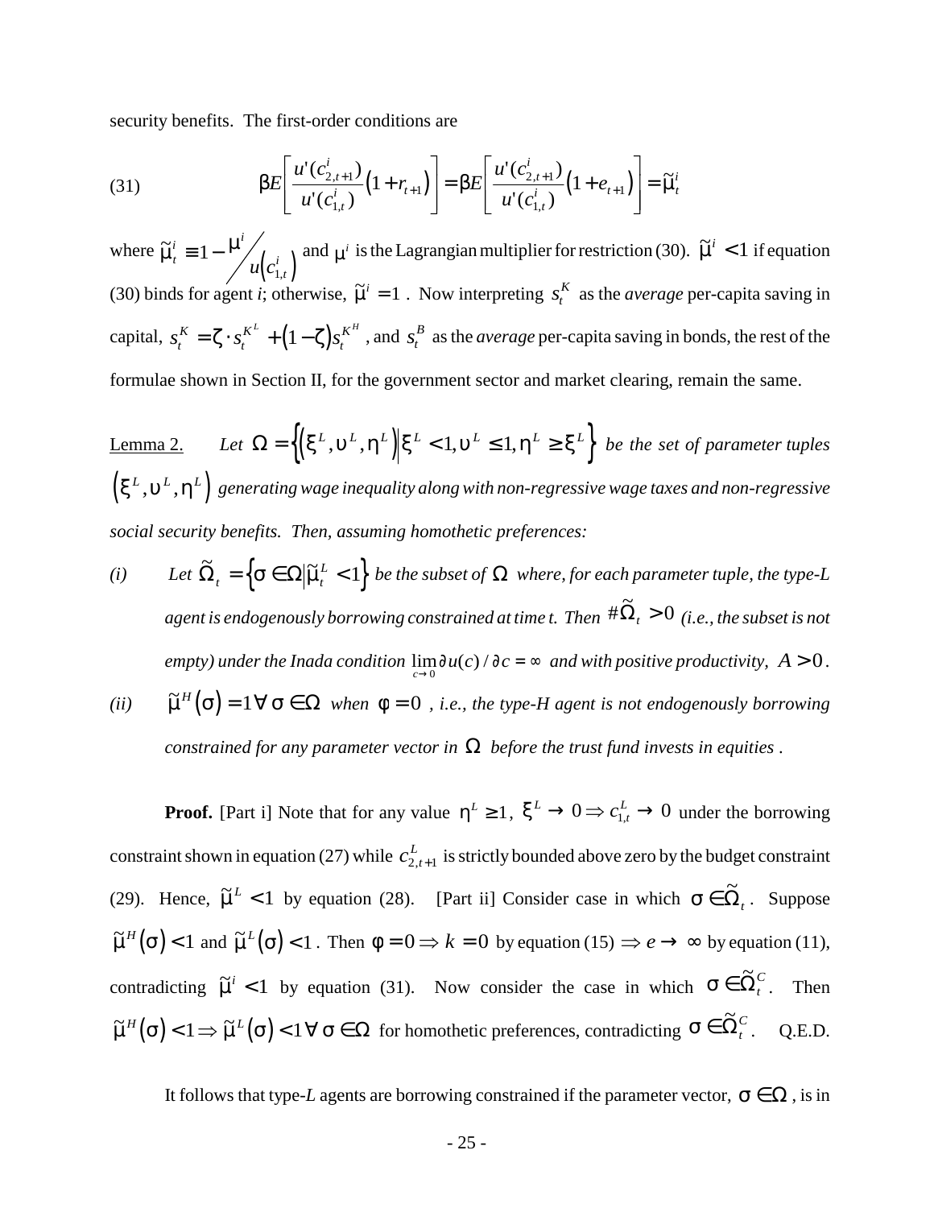security benefits. The first-order conditions are

$$\beta E\left[\frac{u'(c_{2,t+1}^i)}{u'(c_{1,t}^i)}\left(1+r_{t+1}\right)\right]=\beta E\left[\frac{u'(c_{2,t+1}^i)}{u'(c_{1,t}^i)}\left(1+e_{t+1}\right)\right]=\tilde{\mu}_t^i \tag{31}$$

where $\tilde{\mu}_t^i \equiv 1-\mu^i \big/ u\left(c_{1,t}^i\right)$ and $\mu^i$ is the Lagrangian multiplier for restriction (30). $\tilde{\mu}^i < 1$ if equation (30) binds for agent *i*; otherwise, $\tilde{\mu}^i = 1$. Now interpreting $s_t^K$ as the *average* per-capita saving in capital, $s_t^K = \zeta \cdot s_t^{K^L} + \left(1-\zeta\right)s_t^{K^H}$, and $s_t^B$ as the *average* per-capita saving in bonds, the rest of the formulae shown in Section II, for the government sector and market clearing, remain the same.

Lemma 2. *Let $\Omega = \left\{\left(\xi^L, \upsilon^L, \eta^L\right) \middle| \xi^L < 1, \upsilon^L \le 1, \eta^L \ge \xi^L\right\}$ be the set of parameter tuples $\left(\xi^L, \upsilon^L, \eta^L\right)$ generating wage inequality along with non-regressive wage taxes and non-regressive social security benefits. Then, assuming homothetic preferences:*

*(i) Let $\tilde{\Omega}_t = \left\{\sigma \in \Omega \middle| \tilde{\mu}_t^L < 1\right\}$ be the subset of $\Omega$ where, for each parameter tuple, the type-L agent is endogenously borrowing constrained at time t. Then $\#\tilde{\Omega}_t > 0$ (i.e., the subset is not empty) under the Inada condition $\lim_{c\to 0}\partial u(c)/\partial c = \infty$ and with positive productivity, $A > 0$.*

*(ii) $\tilde{\mu}^H\left(\sigma\right) = 1 \,\forall\, \sigma \in \Omega$ when $\phi = 0$, i.e., the type-H agent is not endogenously borrowing constrained for any parameter vector in $\Omega$ before the trust fund invests in equities.*

**Proof.** [Part i] Note that for any value $\eta^L \ge 1$, $\xi^L \to 0 \Rightarrow c_{1,t}^L \to 0$ under the borrowing constraint shown in equation (27) while $c_{2,t+1}^L$ is strictly bounded above zero by the budget constraint (29). Hence, $\tilde{\mu}^L < 1$ by equation (28). [Part ii] Consider case in which $\sigma \in \tilde{\Omega}_t$. Suppose $\tilde{\mu}^H\left(\sigma\right) < 1$ and $\tilde{\mu}^L\left(\sigma\right) < 1$. Then $\phi = 0 \Rightarrow k = 0$ by equation (15) $\Rightarrow e \to \infty$ by equation (11), contradicting $\tilde{\mu}^i < 1$ by equation (31). Now consider the case in which $\sigma \in \tilde{\Omega}_t^C$. Then $\tilde{\mu}^H\left(\sigma\right) < 1 \Rightarrow \tilde{\mu}^L\left(\sigma\right) < 1 \,\forall\, \sigma \in \Omega$ for homothetic preferences, contradicting $\sigma \in \tilde{\Omega}_t^C$. Q.E.D.

It follows that type-*L* agents are borrowing constrained if the parameter vector, $\sigma \in \Omega$, is in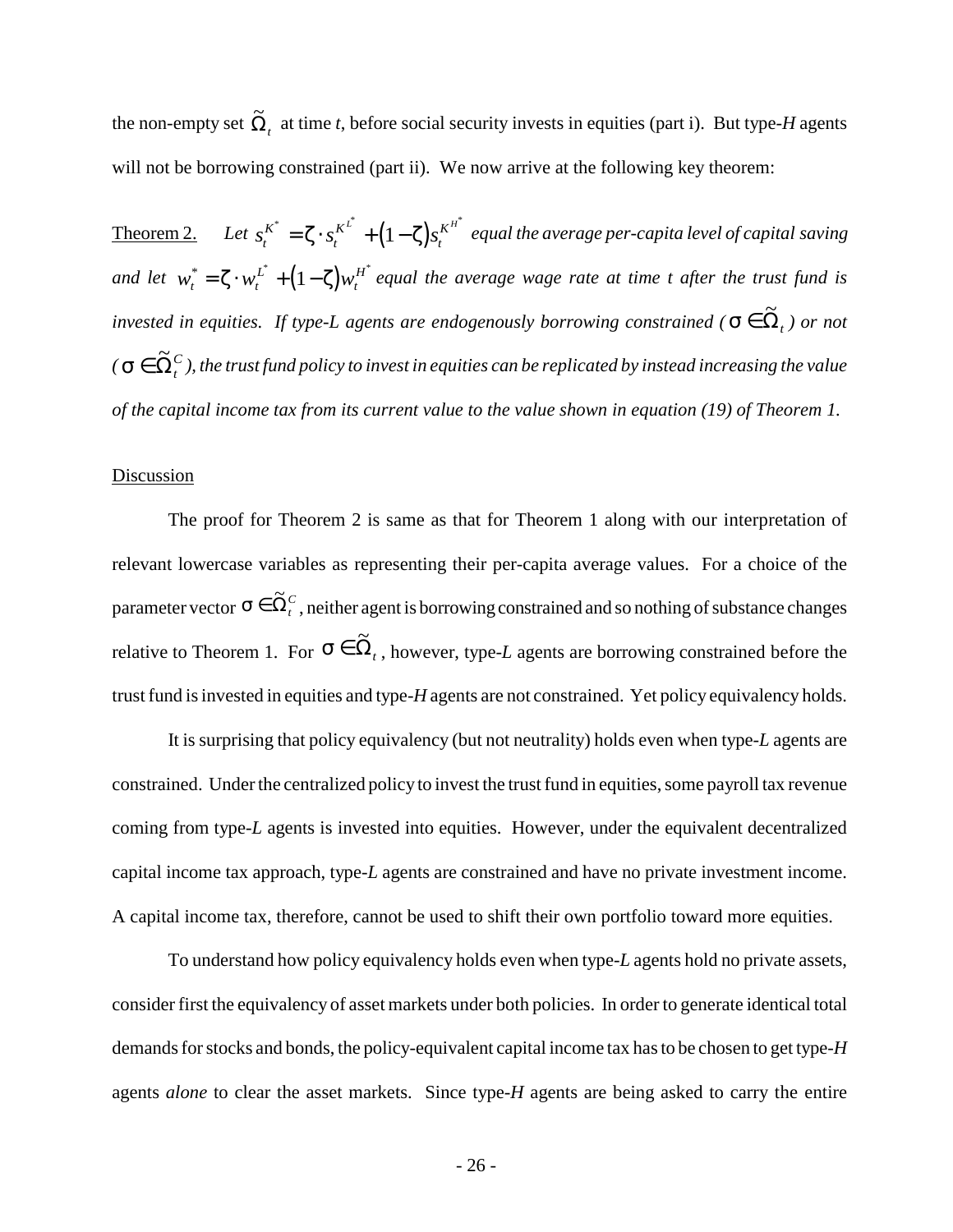the non-empty set $\tilde{\Omega}_t$ at time *t*, before social security invests in equities (part i). But type-*H* agents will not be borrowing constrained (part ii). We now arrive at the following key theorem:

Theorem 2. *Let $s_t^{K^*} = \zeta \cdot s_t^{K^{L^*}} + (1-\zeta) s_t^{K^{H^*}}$ equal the average per-capita level of capital saving and let $w_t^* = \zeta \cdot w_t^{L^*} + (1-\zeta) w_t^{H^*}$ equal the average wage rate at time t after the trust fund is invested in equities. If type-L agents are endogenously borrowing constrained ($\sigma \in \tilde{\Omega}_t$) or not ($\sigma \in \tilde{\Omega}_t^C$), the trust fund policy to invest in equities can be replicated by instead increasing the value of the capital income tax from its current value to the value shown in equation (19) of Theorem 1.*

Discussion

The proof for Theorem 2 is same as that for Theorem 1 along with our interpretation of relevant lowercase variables as representing their per-capita average values. For a choice of the parameter vector $\sigma \in \tilde{\Omega}_t^C$, neither agent is borrowing constrained and so nothing of substance changes relative to Theorem 1. For $\sigma \in \tilde{\Omega}_t$, however, type-*L* agents are borrowing constrained before the trust fund is invested in equities and type-*H* agents are not constrained. Yet policy equivalency holds.

It is surprising that policy equivalency (but not neutrality) holds even when type-*L* agents are constrained. Under the centralized policy to invest the trust fund in equities, some payroll tax revenue coming from type-*L* agents is invested into equities. However, under the equivalent decentralized capital income tax approach, type-*L* agents are constrained and have no private investment income. A capital income tax, therefore, cannot be used to shift their own portfolio toward more equities.

To understand how policy equivalency holds even when type-*L* agents hold no private assets, consider first the equivalency of asset markets under both policies. In order to generate identical total demands for stocks and bonds, the policy-equivalent capital income tax has to be chosen to get type-*H* agents *alone* to clear the asset markets. Since type-*H* agents are being asked to carry the entire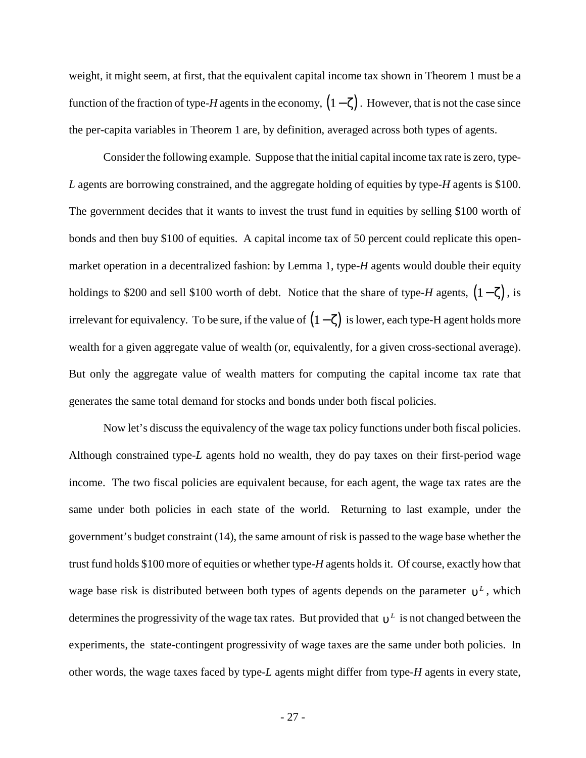weight, it might seem, at first, that the equivalent capital income tax shown in Theorem 1 must be a function of the fraction of type-*H* agents in the economy, $(1-\zeta)$. However, that is not the case since the per-capita variables in Theorem 1 are, by definition, averaged across both types of agents.

Consider the following example. Suppose that the initial capital income tax rate is zero, type-*L* agents are borrowing constrained, and the aggregate holding of equities by type-*H* agents is \$100. The government decides that it wants to invest the trust fund in equities by selling \$100 worth of bonds and then buy \$100 of equities. A capital income tax of 50 percent could replicate this open-market operation in a decentralized fashion: by Lemma 1, type-*H* agents would double their equity holdings to \$200 and sell \$100 worth of debt. Notice that the share of type-*H* agents, $(1-\zeta)$, is irrelevant for equivalency. To be sure, if the value of $(1-\zeta)$ is lower, each type-H agent holds more wealth for a given aggregate value of wealth (or, equivalently, for a given cross-sectional average). But only the aggregate value of wealth matters for computing the capital income tax rate that generates the same total demand for stocks and bonds under both fiscal policies.

Now let's discuss the equivalency of the wage tax policy functions under both fiscal policies. Although constrained type-*L* agents hold no wealth, they do pay taxes on their first-period wage income. The two fiscal policies are equivalent because, for each agent, the wage tax rates are the same under both policies in each state of the world. Returning to last example, under the government's budget constraint (14), the same amount of risk is passed to the wage base whether the trust fund holds \$100 more of equities or whether type-*H* agents holds it. Of course, exactly how that wage base risk is distributed between both types of agents depends on the parameter $\upsilon^L$, which determines the progressivity of the wage tax rates. But provided that $\upsilon^L$ is not changed between the experiments, the state-contingent progressivity of wage taxes are the same under both policies. In other words, the wage taxes faced by type-*L* agents might differ from type-*H* agents in every state,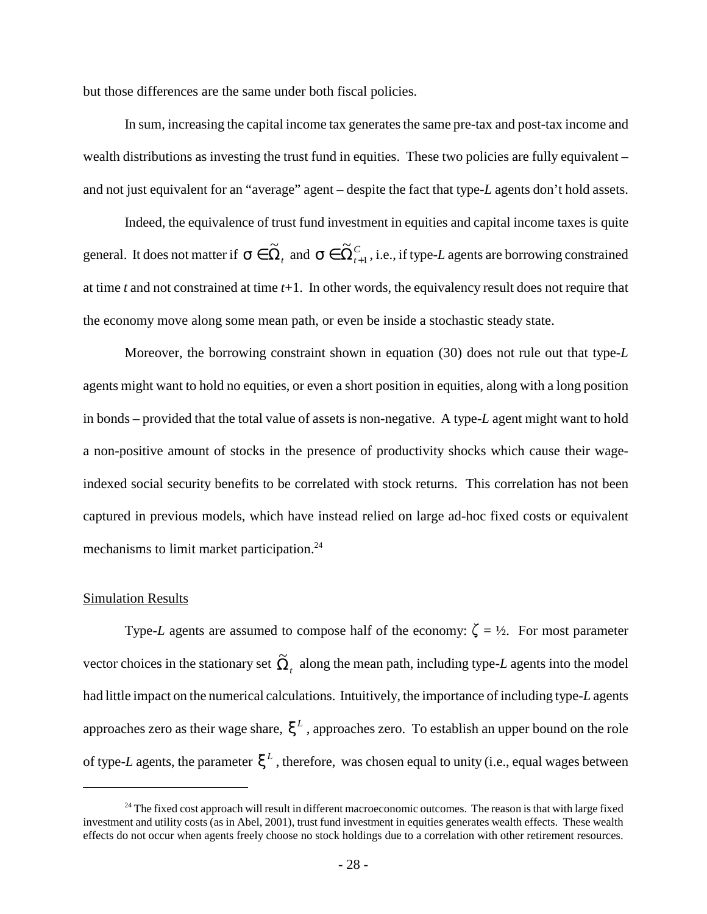but those differences are the same under both fiscal policies.

In sum, increasing the capital income tax generates the same pre-tax and post-tax income and wealth distributions as investing the trust fund in equities. These two policies are fully equivalent – and not just equivalent for an "average" agent – despite the fact that type-*L* agents don't hold assets.

Indeed, the equivalence of trust fund investment in equities and capital income taxes is quite general. It does not matter if $\sigma \in \tilde{\Omega}_t$ and $\sigma \in \tilde{\Omega}_{t+1}^C$, i.e., if type-*L* agents are borrowing constrained at time *t* and not constrained at time *t*+1. In other words, the equivalency result does not require that the economy move along some mean path, or even be inside a stochastic steady state.

Moreover, the borrowing constraint shown in equation (30) does not rule out that type-*L* agents might want to hold no equities, or even a short position in equities, along with a long position in bonds – provided that the total value of assets is non-negative. A type-*L* agent might want to hold a non-positive amount of stocks in the presence of productivity shocks which cause their wage-indexed social security benefits to be correlated with stock returns. This correlation has not been captured in previous models, which have instead relied on large ad-hoc fixed costs or equivalent mechanisms to limit market participation.[24]

Simulation Results

Type-*L* agents are assumed to compose half of the economy: $\zeta = ½$. For most parameter vector choices in the stationary set $\tilde{\Omega}_t$ along the mean path, including type-*L* agents into the model had little impact on the numerical calculations. Intuitively, the importance of including type-*L* agents approaches zero as their wage share, $\xi^L$, approaches zero. To establish an upper bound on the role of type-*L* agents, the parameter $\xi^L$, therefore, was chosen equal to unity (i.e., equal wages between

[24] The fixed cost approach will result in different macroeconomic outcomes. The reason is that with large fixed investment and utility costs (as in Abel, 2001), trust fund investment in equities generates wealth effects. These wealth effects do not occur when agents freely choose no stock holdings due to a correlation with other retirement resources.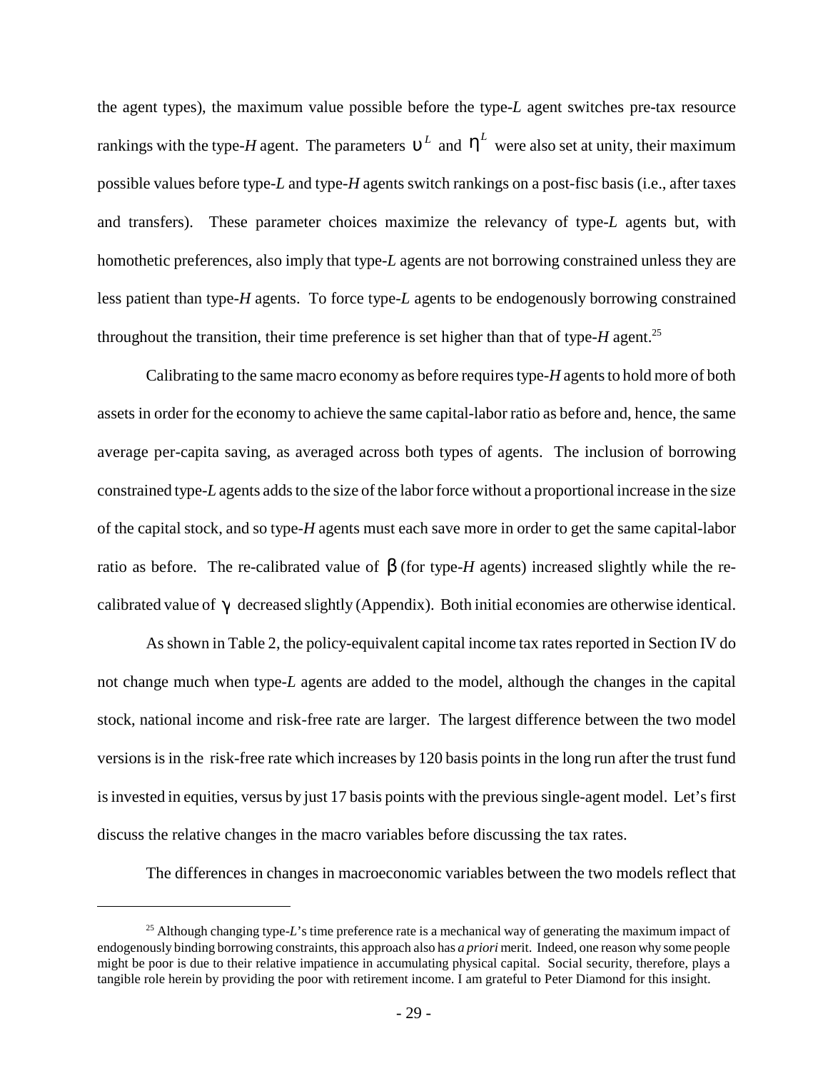the agent types), the maximum value possible before the type-*L* agent switches pre-tax resource rankings with the type-*H* agent. The parameters $\upsilon^L$ and $\eta^L$ were also set at unity, their maximum possible values before type-*L* and type-*H* agents switch rankings on a post-fisc basis (i.e., after taxes and transfers). These parameter choices maximize the relevancy of type-*L* agents but, with homothetic preferences, also imply that type-*L* agents are not borrowing constrained unless they are less patient than type-*H* agents. To force type-*L* agents to be endogenously borrowing constrained throughout the transition, their time preference is set higher than that of type-*H* agent.[25]

Calibrating to the same macro economy as before requires type-*H* agents to hold more of both assets in order for the economy to achieve the same capital-labor ratio as before and, hence, the same average per-capita saving, as averaged across both types of agents. The inclusion of borrowing constrained type-*L* agents adds to the size of the labor force without a proportional increase in the size of the capital stock, and so type-*H* agents must each save more in order to get the same capital-labor ratio as before. The re-calibrated value of $\beta$ (for type-*H* agents) increased slightly while the re-calibrated value of $\gamma$ decreased slightly (Appendix). Both initial economies are otherwise identical.

As shown in Table 2, the policy-equivalent capital income tax rates reported in Section IV do not change much when type-*L* agents are added to the model, although the changes in the capital stock, national income and risk-free rate are larger. The largest difference between the two model versions is in the risk-free rate which increases by 120 basis points in the long run after the trust fund is invested in equities, versus by just 17 basis points with the previous single-agent model. Let's first discuss the relative changes in the macro variables before discussing the tax rates.

The differences in changes in macroeconomic variables between the two models reflect that

[25] Although changing type-*L*'s time preference rate is a mechanical way of generating the maximum impact of endogenously binding borrowing constraints, this approach also has *a priori* merit. Indeed, one reason why some people might be poor is due to their relative impatience in accumulating physical capital. Social security, therefore, plays a tangible role herein by providing the poor with retirement income. I am grateful to Peter Diamond for this insight.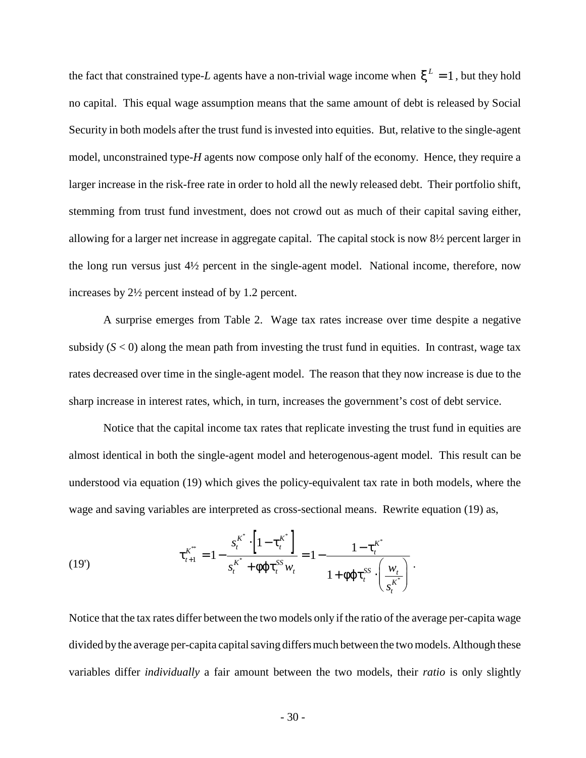the fact that constrained type-*L* agents have a non-trivial wage income when $\xi^L = 1$, but they hold no capital. This equal wage assumption means that the same amount of debt is released by Social Security in both models after the trust fund is invested into equities. But, relative to the single-agent model, unconstrained type-*H* agents now compose only half of the economy. Hence, they require a larger increase in the risk-free rate in order to hold all the newly released debt. Their portfolio shift, stemming from trust fund investment, does not crowd out as much of their capital saving either, allowing for a larger net increase in aggregate capital. The capital stock is now 8½ percent larger in the long run versus just 4½ percent in the single-agent model. National income, therefore, now increases by 2½ percent instead of by 1.2 percent.

A surprise emerges from Table 2. Wage tax rates increase over time despite a negative subsidy ($S < 0$) along the mean path from investing the trust fund in equities. In contrast, wage tax rates decreased over time in the single-agent model. The reason that they now increase is due to the sharp increase in interest rates, which, in turn, increases the government's cost of debt service.

Notice that the capital income tax rates that replicate investing the trust fund in equities are almost identical in both the single-agent model and heterogenous-agent model. This result can be understood via equation (19) which gives the policy-equivalent tax rate in both models, where the wage and saving variables are interpreted as cross-sectional means. Rewrite equation (19) as,

$$\tau_{t+1}^{K^{**}} = 1 - \frac{s_t^{K^*} \cdot \left[1 - \tau_t^{K^*}\right]}{s_t^{K^*} + \phi\varphi\tau_t^{SS} w_t} = 1 - \frac{1 - \tau_t^{K^*}}{1 + \phi\varphi\tau_t^{SS} \cdot \left(\frac{w_t}{s_t^{K^*}}\right)} . \tag{19'}$$

Notice that the tax rates differ between the two models only if the ratio of the average per-capita wage divided by the average per-capita capital saving differs much between the two models. Although these variables differ *individually* a fair amount between the two models, their *ratio* is only slightly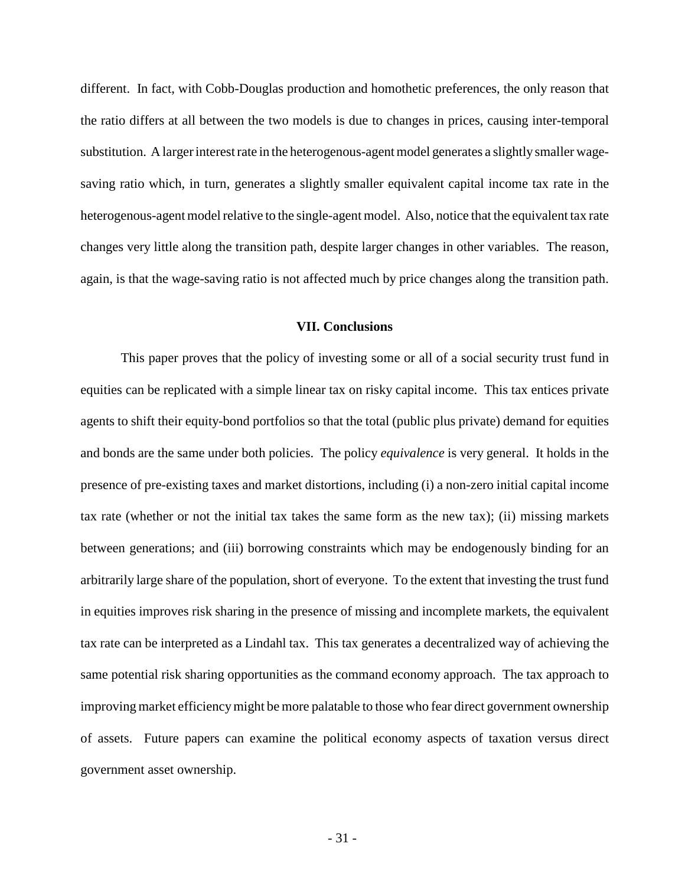different. In fact, with Cobb-Douglas production and homothetic preferences, the only reason that the ratio differs at all between the two models is due to changes in prices, causing inter-temporal substitution. A larger interest rate in the heterogenous-agent model generates a slightly smaller wage-saving ratio which, in turn, generates a slightly smaller equivalent capital income tax rate in the heterogenous-agent model relative to the single-agent model. Also, notice that the equivalent tax rate changes very little along the transition path, despite larger changes in other variables. The reason, again, is that the wage-saving ratio is not affected much by price changes along the transition path.

## VII. Conclusions

This paper proves that the policy of investing some or all of a social security trust fund in equities can be replicated with a simple linear tax on risky capital income. This tax entices private agents to shift their equity-bond portfolios so that the total (public plus private) demand for equities and bonds are the same under both policies. The policy *equivalence* is very general. It holds in the presence of pre-existing taxes and market distortions, including (i) a non-zero initial capital income tax rate (whether or not the initial tax takes the same form as the new tax); (ii) missing markets between generations; and (iii) borrowing constraints which may be endogenously binding for an arbitrarily large share of the population, short of everyone. To the extent that investing the trust fund in equities improves risk sharing in the presence of missing and incomplete markets, the equivalent tax rate can be interpreted as a Lindahl tax. This tax generates a decentralized way of achieving the same potential risk sharing opportunities as the command economy approach. The tax approach to improving market efficiency might be more palatable to those who fear direct government ownership of assets. Future papers can examine the political economy aspects of taxation versus direct government asset ownership.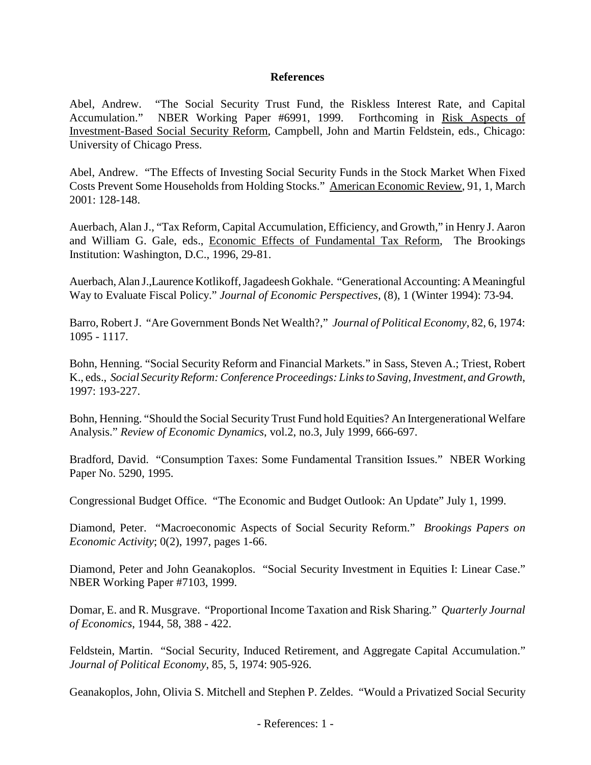**References**

Abel, Andrew. "The Social Security Trust Fund, the Riskless Interest Rate, and Capital Accumulation." NBER Working Paper #6991, 1999. Forthcoming in Risk Aspects of Investment-Based Social Security Reform, Campbell, John and Martin Feldstein, eds., Chicago: University of Chicago Press.

Abel, Andrew. "The Effects of Investing Social Security Funds in the Stock Market When Fixed Costs Prevent Some Households from Holding Stocks." American Economic Review, 91, 1, March 2001: 128-148.

Auerbach, Alan J., "Tax Reform, Capital Accumulation, Efficiency, and Growth," in Henry J. Aaron and William G. Gale, eds., Economic Effects of Fundamental Tax Reform, The Brookings Institution: Washington, D.C., 1996, 29-81.

Auerbach, Alan J.,Laurence Kotlikoff, Jagadeesh Gokhale. "Generational Accounting: A Meaningful Way to Evaluate Fiscal Policy." *Journal of Economic Perspectives*, (8), 1 (Winter 1994): 73-94.

Barro, Robert J. "Are Government Bonds Net Wealth?," *Journal of Political Economy*, 82, 6, 1974: 1095 - 1117.

Bohn, Henning. "Social Security Reform and Financial Markets." in Sass, Steven A.; Triest, Robert K., eds., *Social Security Reform: Conference Proceedings: Links to Saving, Investment, and Growth*, 1997: 193-227.

Bohn, Henning. "Should the Social Security Trust Fund hold Equities? An Intergenerational Welfare Analysis." *Review of Economic Dynamics*, vol.2, no.3, July 1999, 666-697.

Bradford, David. "Consumption Taxes: Some Fundamental Transition Issues." NBER Working Paper No. 5290, 1995.

Congressional Budget Office. "The Economic and Budget Outlook: An Update" July 1, 1999.

Diamond, Peter. "Macroeconomic Aspects of Social Security Reform." *Brookings Papers on Economic Activity*; 0(2), 1997, pages 1-66.

Diamond, Peter and John Geanakoplos. "Social Security Investment in Equities I: Linear Case." NBER Working Paper #7103, 1999.

Domar, E. and R. Musgrave. "Proportional Income Taxation and Risk Sharing." *Quarterly Journal of Economics*, 1944, 58, 388 - 422.

Feldstein, Martin. "Social Security, Induced Retirement, and Aggregate Capital Accumulation." *Journal of Political Economy*, 85, 5, 1974: 905-926.

Geanakoplos, John, Olivia S. Mitchell and Stephen P. Zeldes. "Would a Privatized Social Security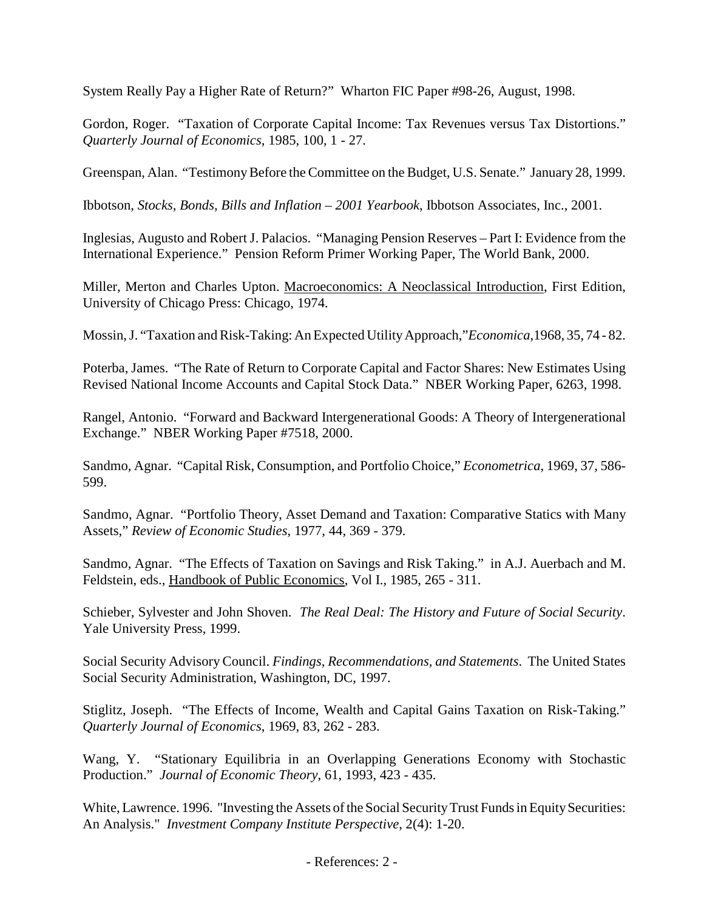System Really Pay a Higher Rate of Return?" Wharton FIC Paper #98-26, August, 1998.

Gordon, Roger. "Taxation of Corporate Capital Income: Tax Revenues versus Tax Distortions." *Quarterly Journal of Economics*, 1985, 100, 1 - 27.

Greenspan, Alan. "Testimony Before the Committee on the Budget, U.S. Senate." January 28, 1999.

Ibbotson, *Stocks, Bonds, Bills and Inflation – 2001 Yearbook*, Ibbotson Associates, Inc., 2001.

Inglesias, Augusto and Robert J. Palacios. "Managing Pension Reserves – Part I: Evidence from the International Experience." Pension Reform Primer Working Paper, The World Bank, 2000.

Miller, Merton and Charles Upton. Macroeconomics: A Neoclassical Introduction, First Edition, University of Chicago Press: Chicago, 1974.

Mossin, J. "Taxation and Risk-Taking: An Expected Utility Approach,"*Economica*,1968, 35, 74 - 82.

Poterba, James. "The Rate of Return to Corporate Capital and Factor Shares: New Estimates Using Revised National Income Accounts and Capital Stock Data." NBER Working Paper, 6263, 1998.

Rangel, Antonio. "Forward and Backward Intergenerational Goods: A Theory of Intergenerational Exchange." NBER Working Paper #7518, 2000.

Sandmo, Agnar. "Capital Risk, Consumption, and Portfolio Choice," *Econometrica*, 1969, 37, 586-599.

Sandmo, Agnar. "Portfolio Theory, Asset Demand and Taxation: Comparative Statics with Many Assets," *Review of Economic Studies*, 1977, 44, 369 - 379.

Sandmo, Agnar. "The Effects of Taxation on Savings and Risk Taking." in A.J. Auerbach and M. Feldstein, eds., Handbook of Public Economics, Vol I., 1985, 265 - 311.

Schieber, Sylvester and John Shoven. *The Real Deal: The History and Future of Social Security*. Yale University Press, 1999.

Social Security Advisory Council. *Findings, Recommendations, and Statements*. The United States Social Security Administration, Washington, DC, 1997.

Stiglitz, Joseph. "The Effects of Income, Wealth and Capital Gains Taxation on Risk-Taking." *Quarterly Journal of Economics*, 1969, 83, 262 - 283.

Wang, Y. "Stationary Equilibria in an Overlapping Generations Economy with Stochastic Production." *Journal of Economic Theory*, 61, 1993, 423 - 435.

White, Lawrence. 1996. "Investing the Assets of the Social Security Trust Funds in Equity Securities: An Analysis." *Investment Company Institute Perspective*, 2(4): 1-20.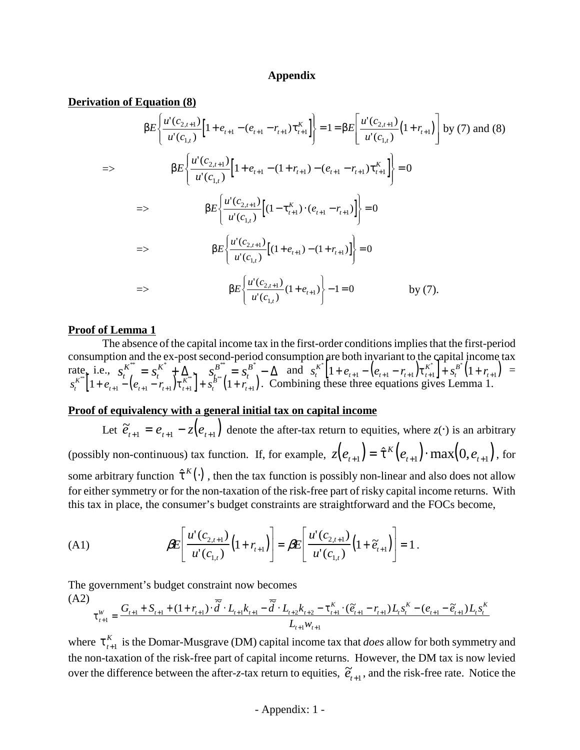**Appendix**

**Derivation of Equation (8)**

$$\beta E\left\{\frac{u'(c_{2,t+1})}{u'(c_{1,t})}\left[1+e_{t+1}-(e_{t+1}-r_{t+1})\tau^K_{t+1}\right]\right\}=1=\beta E\left[\frac{u'(c_{2,t+1})}{u'(c_{1,t})}\left(1+r_{t+1}\right)\right] \text{ by (7) and (8)}$$

$$=> \qquad \beta E\left\{\frac{u'(c_{2,t+1})}{u'(c_{1,t})}\left[1+e_{t+1}-(1+r_{t+1})-(e_{t+1}-r_{t+1})\tau^K_{t+1}\right]\right\}=0$$

$$=> \qquad \beta E\left\{\frac{u'(c_{2,t+1})}{u'(c_{1,t})}\left[(1-\tau^K_{t+1})\cdot(e_{t+1}-r_{t+1})\right]\right\}=0$$

$$=> \qquad \beta E\left\{\frac{u'(c_{2,t+1})}{u'(c_{1,t})}\left[(1+e_{t+1})-(1+r_{t+1})\right]\right\}=0$$

$$=> \qquad \beta E\left\{\frac{u'(c_{2,t+1})}{u'(c_{1,t})}(1+e_{t+1})\right\}-1=0 \qquad \text{by (7).}$$

**Proof of Lemma 1**

The absence of the capital income tax in the first-order conditions implies that the first-period consumption and the ex-post second-period consumption are both invariant to the capital income tax rate, i.e., $s_t^{K^{**}}=s_t^{K^*}+\Delta$, $s_t^{B^{**}}=s_t^{B^*}-\Delta$ and $s_t^{K^*}\left[1+e_{t+1}-\left(e_{t+1}-r_{t+1}\right)\tau^{K^*}_{t+1}\right]+s_t^{B^*}\left(1+r_{t+1}\right)$ = $s_t^{K^{**}}\left[1+e_{t+1}-\left(e_{t+1}-r_{t+1}\right)\tau^{K^{**}}_{t+1}\right]+s_t^{B^{**}}\left(1+r_{t+1}\right)$. Combining these three equations gives Lemma 1.

**Proof of equivalency with a general initial tax on capital income**

Let $\tilde{e}_{t+1}=e_{t+1}-z\left(e_{t+1}\right)$ denote the after-tax return to equities, where $z(\cdot)$ is an arbitrary (possibly non-continuous) tax function. If, for example, $z\left(e_{t+1}\right)=\hat{\tau}^K\left(e_{t+1}\right)\cdot\max\left(0,e_{t+1}\right)$, for some arbitrary function $\hat{\tau}^K(\cdot)$, then the tax function is possibly non-linear and also does not allow for either symmetry or for the non-taxation of the risk-free part of risky capital income returns. With this tax in place, the consumer's budget constraints are straightforward and the FOCs become,

$$\text{(A1)} \qquad \beta E\left[\frac{u'(c_{2,t+1})}{u'(c_{1,t})}\left(1+r_{t+1}\right)\right]=\beta E\left[\frac{u'(c_{2,t+1})}{u'(c_{1,t})}\left(1+\tilde{e}_{t+1}\right)\right]=1\,.$$

The government's budget constraint now becomes

(A2)
$$\tau^W_{t+1}=\frac{G_{t+1}+S_{t+1}+(1+r_{t+1})\cdot\tilde{\bar{d}}\cdot L_{t+1}k_{t+1}-\tilde{\bar{d}}\cdot L_{t+2}k_{t+2}-\tau^K_{t+1}\cdot(\tilde{e}_{t+1}-r_{t+1})L_t s_t^K-(e_{t+1}-\tilde{e}_{t+1})L_t s_t^K}{L_{t+1}w_{t+1}}$$

where $\tau^K_{t+1}$ is the Domar-Musgrave (DM) capital income tax that *does* allow for both symmetry and the non-taxation of the risk-free part of capital income returns. However, the DM tax is now levied over the difference between the after-*z*-tax return to equities, $\tilde{e}_{t+1}$, and the risk-free rate. Notice the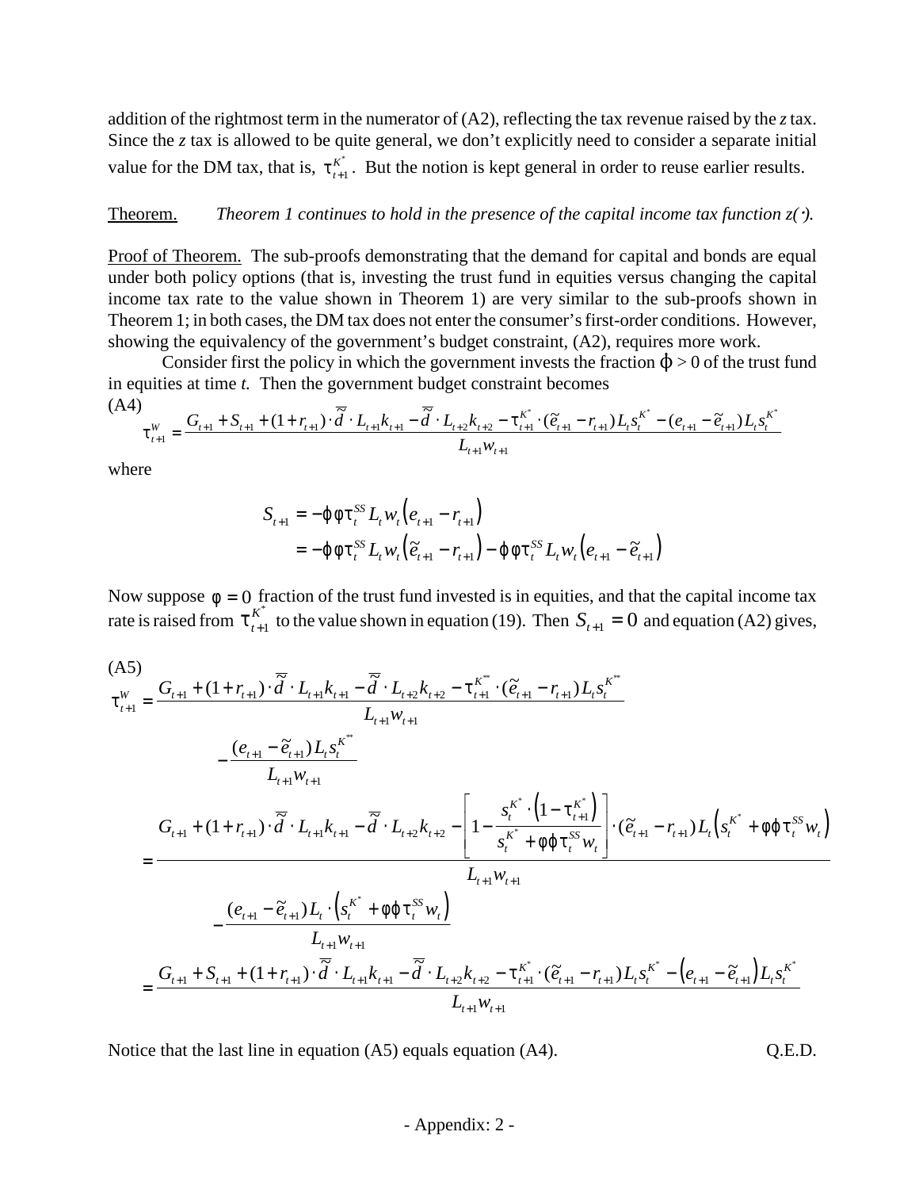addition of the rightmost term in the numerator of (A2), reflecting the tax revenue raised by the *z* tax. Since the *z* tax is allowed to be quite general, we don't explicitly need to consider a separate initial value for the DM tax, that is, $\tau_{t+1}^{K^*}$. But the notion is kept general in order to reuse earlier results.

Theorem. *Theorem 1 continues to hold in the presence of the capital income tax function z(·).*

Proof of Theorem. The sub-proofs demonstrating that the demand for capital and bonds are equal under both policy options (that is, investing the trust fund in equities versus changing the capital income tax rate to the value shown in Theorem 1) are very similar to the sub-proofs shown in Theorem 1; in both cases, the DM tax does not enter the consumer's first-order conditions. However, showing the equivalency of the government's budget constraint, (A2), requires more work.

Consider first the policy in which the government invests the fraction $\varphi > 0$ of the trust fund in equities at time *t*. Then the government budget constraint becomes

(A4)

$$\tau_{t+1}^{W} = \frac{G_{t+1} + S_{t+1} + (1+r_{t+1})\cdot \tilde{\tilde{d}} \cdot L_{t+1}k_{t+1} - \tilde{\tilde{d}} \cdot L_{t+2}k_{t+2} - \tau_{t+1}^{K^*}\cdot(\tilde{e}_{t+1} - r_{t+1})L_t s_t^{K^*} - (e_{t+1} - \tilde{e}_{t+1})L_t s_t^{K^*}}{L_{t+1}w_{t+1}}$$

where

$$\begin{aligned} S_{t+1} &= -\varphi\phi\tau_t^{SS} L_t w_t \left(e_{t+1} - r_{t+1}\right) \\ &= -\varphi\phi\tau_t^{SS} L_t w_t \left(\tilde{e}_{t+1} - r_{t+1}\right) - \varphi\phi\tau_t^{SS} L_t w_t \left(e_{t+1} - \tilde{e}_{t+1}\right) \end{aligned}$$

Now suppose $\phi = 0$ fraction of the trust fund invested is in equities, and that the capital income tax rate is raised from $\tau_{t+1}^{K^*}$ to the value shown in equation (19). Then $S_{t+1} = 0$ and equation (A2) gives,

(A5)

$$\begin{aligned}
\tau_{t+1}^{W} &= \frac{G_{t+1} + (1+r_{t+1})\cdot \tilde{\tilde{d}} \cdot L_{t+1}k_{t+1} - \tilde{\tilde{d}} \cdot L_{t+2}k_{t+2} - \tau_{t+1}^{K^{**}}\cdot(\tilde{e}_{t+1} - r_{t+1})L_t s_t^{K^{**}}}{L_{t+1}w_{t+1}} \\
&\qquad - \frac{(e_{t+1} - \tilde{e}_{t+1})L_t s_t^{K^{**}}}{L_{t+1}w_{t+1}} \\
&= \frac{G_{t+1} + (1+r_{t+1})\cdot \tilde{\tilde{d}} \cdot L_{t+1}k_{t+1} - \tilde{\tilde{d}} \cdot L_{t+2}k_{t+2} - \left[1 - \frac{s_t^{K^*}\cdot\left(1-\tau_{t+1}^{K^*}\right)}{s_t^{K^*} + \phi\varphi\tau_t^{SS}w_t}\right]\cdot(\tilde{e}_{t+1} - r_{t+1})L_t\left(s_t^{K^*} + \phi\varphi\tau_t^{SS}w_t\right)}{L_{t+1}w_{t+1}} \\
&\qquad - \frac{(e_{t+1} - \tilde{e}_{t+1})L_t\cdot\left(s_t^{K^*} + \phi\varphi\tau_t^{SS}w_t\right)}{L_{t+1}w_{t+1}} \\
&= \frac{G_{t+1} + S_{t+1} + (1+r_{t+1})\cdot \tilde{\tilde{d}} \cdot L_{t+1}k_{t+1} - \tilde{\tilde{d}} \cdot L_{t+2}k_{t+2} - \tau_{t+1}^{K^*}\cdot(\tilde{e}_{t+1} - r_{t+1})L_t s_t^{K^*} - \left(e_{t+1} - \tilde{e}_{t+1}\right)L_t s_t^{K^*}}{L_{t+1}w_{t+1}}
\end{aligned}$$

Notice that the last line in equation (A5) equals equation (A4). Q.E.D.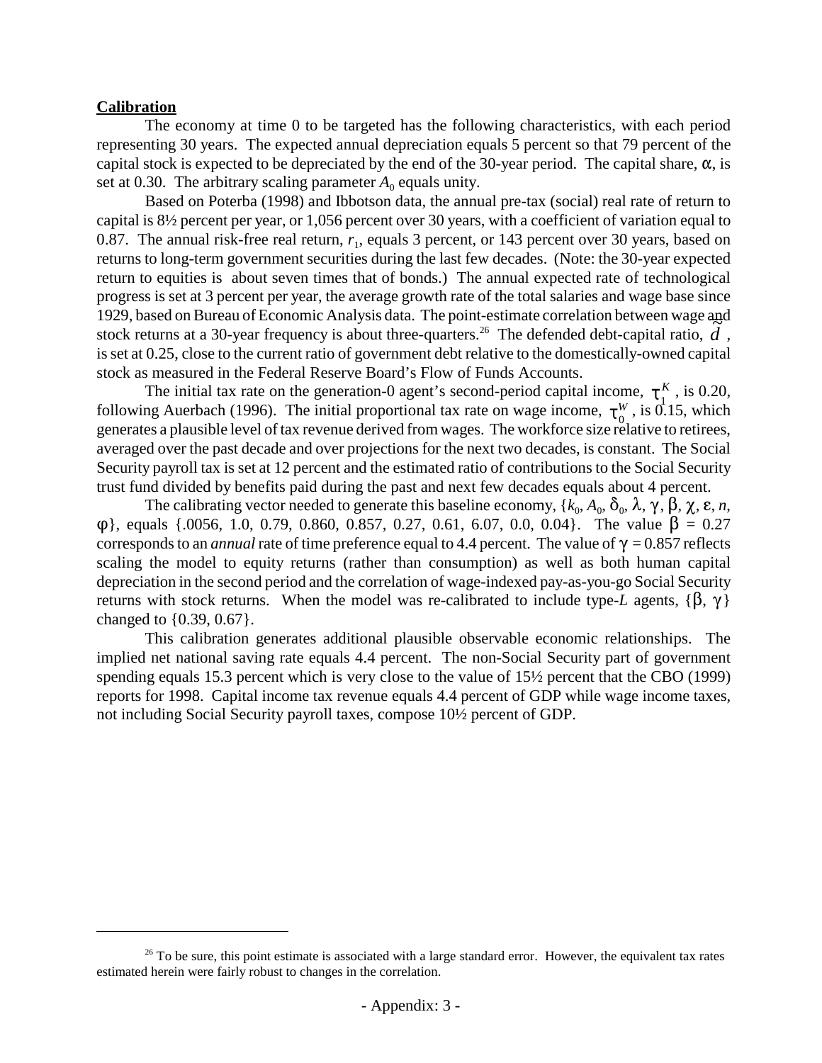**Calibration**

The economy at time 0 to be targeted has the following characteristics, with each period representing 30 years. The expected annual depreciation equals 5 percent so that 79 percent of the capital stock is expected to be depreciated by the end of the 30-year period. The capital share, $\alpha$, is set at 0.30. The arbitrary scaling parameter $A_0$ equals unity.

Based on Poterba (1998) and Ibbotson data, the annual pre-tax (social) real rate of return to capital is 8½ percent per year, or 1,056 percent over 30 years, with a coefficient of variation equal to 0.87. The annual risk-free real return, $r_1$, equals 3 percent, or 143 percent over 30 years, based on returns to long-term government securities during the last few decades. (Note: the 30-year expected return to equities is about seven times that of bonds.) The annual expected rate of technological progress is set at 3 percent per year, the average growth rate of the total salaries and wage base since 1929, based on Bureau of Economic Analysis data. The point-estimate correlation between wage and stock returns at a 30-year frequency is about three-quarters.[26] The defended debt-capital ratio, $\tilde{d}$, is set at 0.25, close to the current ratio of government debt relative to the domestically-owned capital stock as measured in the Federal Reserve Board's Flow of Funds Accounts.

The initial tax rate on the generation-0 agent's second-period capital income, $\tau_1^K$, is 0.20, following Auerbach (1996). The initial proportional tax rate on wage income, $\tau_0^W$, is 0.15, which generates a plausible level of tax revenue derived from wages. The workforce size relative to retirees, averaged over the past decade and over projections for the next two decades, is constant. The Social Security payroll tax is set at 12 percent and the estimated ratio of contributions to the Social Security trust fund divided by benefits paid during the past and next few decades equals about 4 percent.

The calibrating vector needed to generate this baseline economy, $\{k_0, A_0, \delta_0, \lambda, \gamma, \beta, \chi, \varepsilon, n, \varphi\}$, equals {.0056, 1.0, 0.79, 0.860, 0.857, 0.27, 0.61, 6.07, 0.0, 0.04}. The value $\beta = 0.27$ corresponds to an *annual* rate of time preference equal to 4.4 percent. The value of $\gamma = 0.857$ reflects scaling the model to equity returns (rather than consumption) as well as both human capital depreciation in the second period and the correlation of wage-indexed pay-as-you-go Social Security returns with stock returns. When the model was re-calibrated to include type-*L* agents, $\{\beta, \gamma\}$ changed to {0.39, 0.67}.

This calibration generates additional plausible observable economic relationships. The implied net national saving rate equals 4.4 percent. The non-Social Security part of government spending equals 15.3 percent which is very close to the value of 15½ percent that the CBO (1999) reports for 1998. Capital income tax revenue equals 4.4 percent of GDP while wage income taxes, not including Social Security payroll taxes, compose 10½ percent of GDP.

---

[26] To be sure, this point estimate is associated with a large standard error. However, the equivalent tax rates estimated herein were fairly robust to changes in the correlation.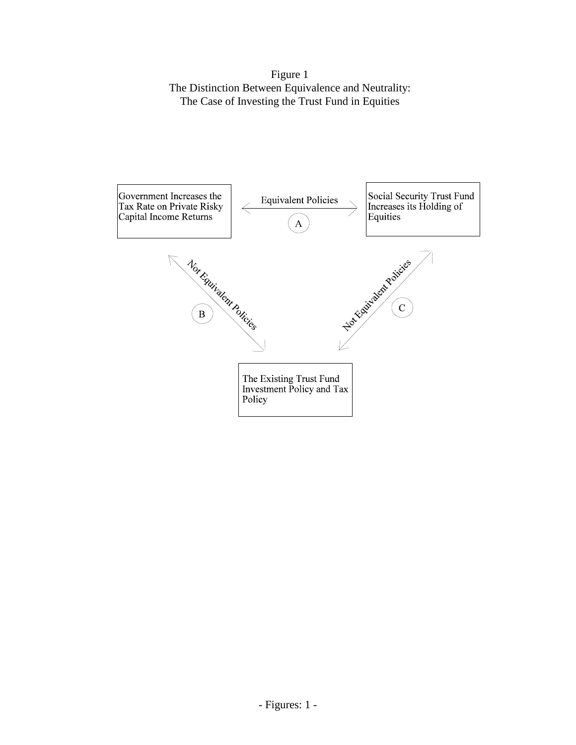Figure 1
The Distinction Between Equivalence and Neutrality:
The Case of Investing the Trust Fund in Equities

Government Increases the Tax Rate on Private Risky Capital Income Returns

Equivalent Policies

A

Social Security Trust Fund Increases its Holding of Equities

Not Equivalent Policies

B

Not Equivalent Policies

C

The Existing Trust Fund Investment Policy and Tax Policy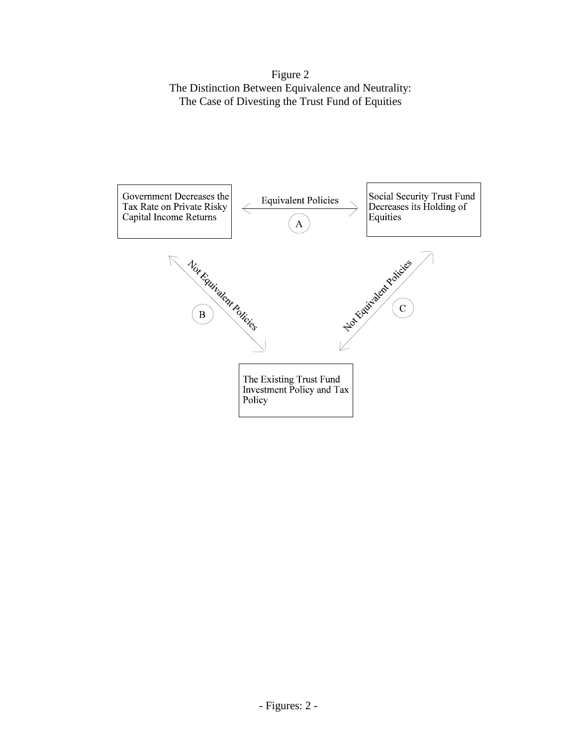Figure 2
The Distinction Between Equivalence and Neutrality:
The Case of Divesting the Trust Fund of Equities

Government Decreases the Tax Rate on Private Risky Capital Income Returns

Equivalent Policies

A

Social Security Trust Fund Decreases its Holding of Equities

Not Equivalent Policies

B

Not Equivalent Policies

C

The Existing Trust Fund Investment Policy and Tax Policy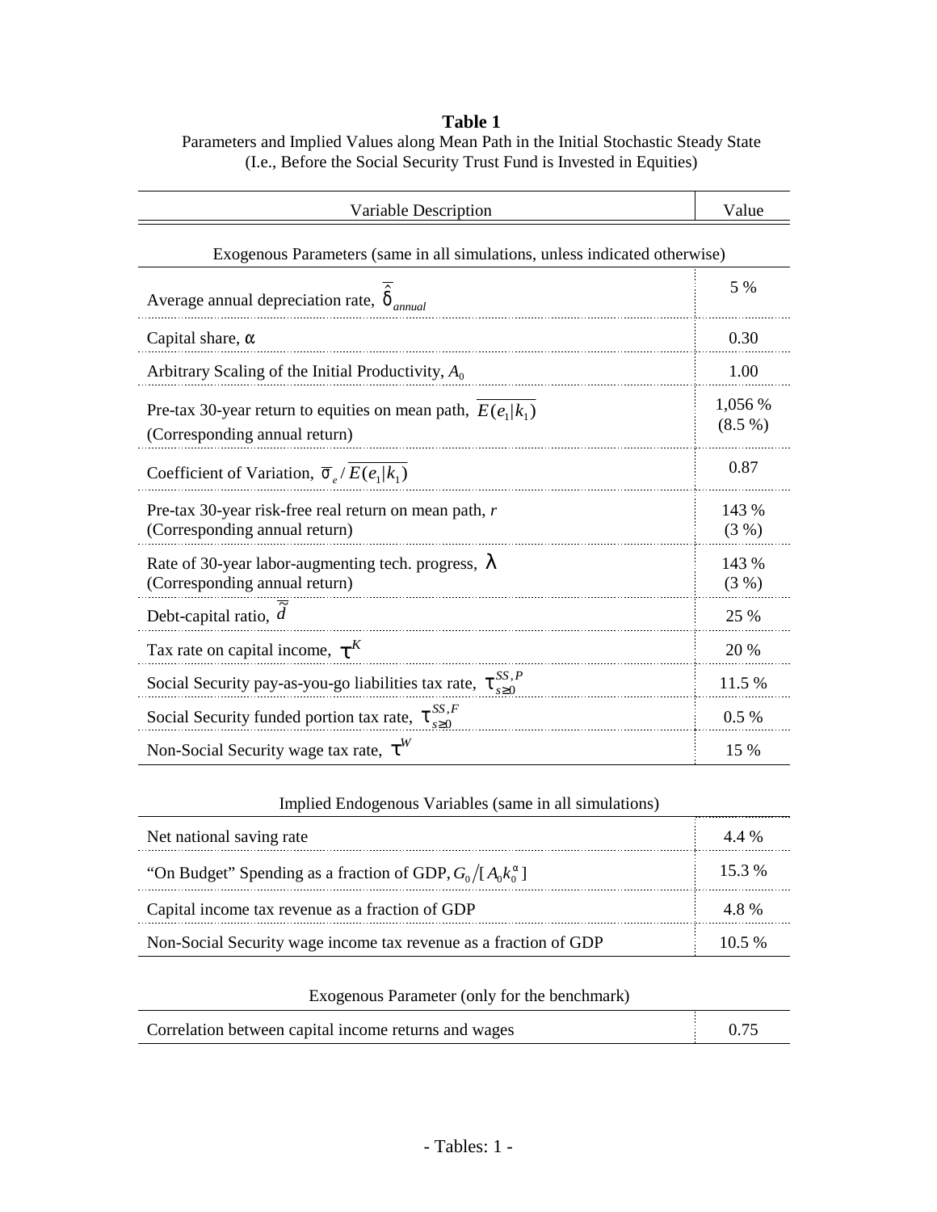**Table 1**

Parameters and Implied Values along Mean Path in the Initial Stochastic Steady State
(I.e., Before the Social Security Trust Fund is Invested in Equities)

| Variable Description | Value |
|---|---|
| *Exogenous Parameters (same in all simulations, unless indicated otherwise)* | |
| Average annual depreciation rate, $\bar{\hat{\delta}}_{annual}$ | 5 % |
| Capital share, $\alpha$ | 0.30 |
| Arbitrary Scaling of the Initial Productivity, $A_0$ | 1.00 |
| Pre-tax 30-year return to equities on mean path, $\overline{E(e_1 \vert k_1)}$ (Corresponding annual return) | 1,056 % (8.5 %) |
| Coefficient of Variation, $\bar{\sigma}_e / \overline{E(e_1 \vert k_1)}$ | 0.87 |
| Pre-tax 30-year risk-free real return on mean path, $r$ (Corresponding annual return) | 143 % (3 %) |
| Rate of 30-year labor-augmenting tech. progress, $\lambda$ (Corresponding annual return) | 143 % (3 %) |
| Debt-capital ratio, $\bar{\tilde{d}}$ | 25 % |
| Tax rate on capital income, $\tau^K$ | 20 % |
| Social Security pay-as-you-go liabilities tax rate, $\tau^{SS,P}_{s\geq 0}$ | 11.5 % |
| Social Security funded portion tax rate, $\tau^{SS,F}_{s\geq 0}$ | 0.5 % |
| Non-Social Security wage tax rate, $\tau^W$ | 15 % |
| *Implied Endogenous Variables (same in all simulations)* | |
| Net national saving rate | 4.4 % |
| "On Budget" Spending as a fraction of GDP, $G_0 / [A_0 k_0^{\alpha}]$ | 15.3 % |
| Capital income tax revenue as a fraction of GDP | 4.8 % |
| Non-Social Security wage income tax revenue as a fraction of GDP | 10.5 % |
| *Exogenous Parameter (only for the benchmark)* | |
| Correlation between capital income returns and wages | 0.75 |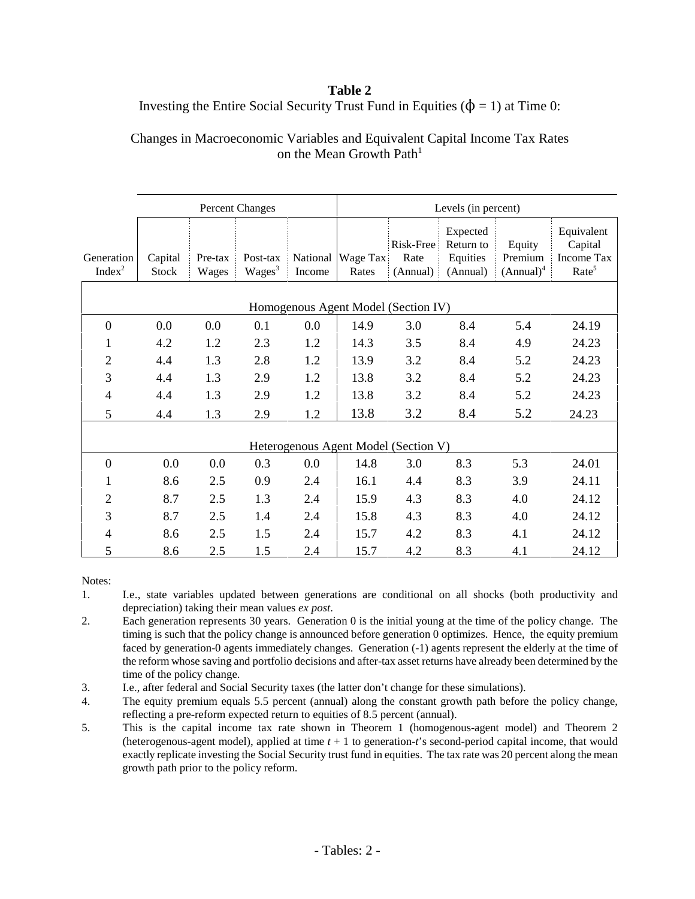**Table 2**

Investing the Entire Social Security Trust Fund in Equities ($\phi = 1$) at Time 0:

Changes in Macroeconomic Variables and Equivalent Capital Income Tax Rates on the Mean Growth Path[1]

| | Percent Changes | | | | Levels (in percent) | | | | |
|---|---|---|---|---|---|---|---|---|---|
| Generation Index[2] | Capital Stock | Pre-tax Wages | Post-tax Wages[3] | National Income | Wage Tax Rates | Risk-Free Rate (Annual) | Expected Return to Equities (Annual) | Equity Premium (Annual)[4] | Equivalent Capital Income Tax Rate[5] |
| **Homogenous Agent Model (Section IV)** | | | | | | | | | |
| 0 | 0.0 | 0.0 | 0.1 | 0.0 | 14.9 | 3.0 | 8.4 | 5.4 | 24.19 |
| 1 | 4.2 | 1.2 | 2.3 | 1.2 | 14.3 | 3.5 | 8.4 | 4.9 | 24.23 |
| 2 | 4.4 | 1.3 | 2.8 | 1.2 | 13.9 | 3.2 | 8.4 | 5.2 | 24.23 |
| 3 | 4.4 | 1.3 | 2.9 | 1.2 | 13.8 | 3.2 | 8.4 | 5.2 | 24.23 |
| 4 | 4.4 | 1.3 | 2.9 | 1.2 | 13.8 | 3.2 | 8.4 | 5.2 | 24.23 |
| 5 | 4.4 | 1.3 | 2.9 | 1.2 | 13.8 | 3.2 | 8.4 | 5.2 | 24.23 |
| **Heterogenous Agent Model (Section V)** | | | | | | | | | |
| 0 | 0.0 | 0.0 | 0.3 | 0.0 | 14.8 | 3.0 | 8.3 | 5.3 | 24.01 |
| 1 | 8.6 | 2.5 | 0.9 | 2.4 | 16.1 | 4.4 | 8.3 | 3.9 | 24.11 |
| 2 | 8.7 | 2.5 | 1.3 | 2.4 | 15.9 | 4.3 | 8.3 | 4.0 | 24.12 |
| 3 | 8.7 | 2.5 | 1.4 | 2.4 | 15.8 | 4.3 | 8.3 | 4.0 | 24.12 |
| 4 | 8.6 | 2.5 | 1.5 | 2.4 | 15.7 | 4.2 | 8.3 | 4.1 | 24.12 |
| 5 | 8.6 | 2.5 | 1.5 | 2.4 | 15.7 | 4.2 | 8.3 | 4.1 | 24.12 |

Notes:

1. I.e., state variables updated between generations are conditional on all shocks (both productivity and depreciation) taking their mean values *ex post*.
2. Each generation represents 30 years. Generation 0 is the initial young at the time of the policy change. The timing is such that the policy change is announced before generation 0 optimizes. Hence, the equity premium faced by generation-0 agents immediately changes. Generation (-1) agents represent the elderly at the time of the reform whose saving and portfolio decisions and after-tax asset returns have already been determined by the time of the policy change.
3. I.e., after federal and Social Security taxes (the latter don't change for these simulations).
4. The equity premium equals 5.5 percent (annual) along the constant growth path before the policy change, reflecting a pre-reform expected return to equities of 8.5 percent (annual).
5. This is the capital income tax rate shown in Theorem 1 (homogenous-agent model) and Theorem 2 (heterogenous-agent model), applied at time $t + 1$ to generation-$t$'s second-period capital income, that would exactly replicate investing the Social Security trust fund in equities. The tax rate was 20 percent along the mean growth path prior to the policy reform.